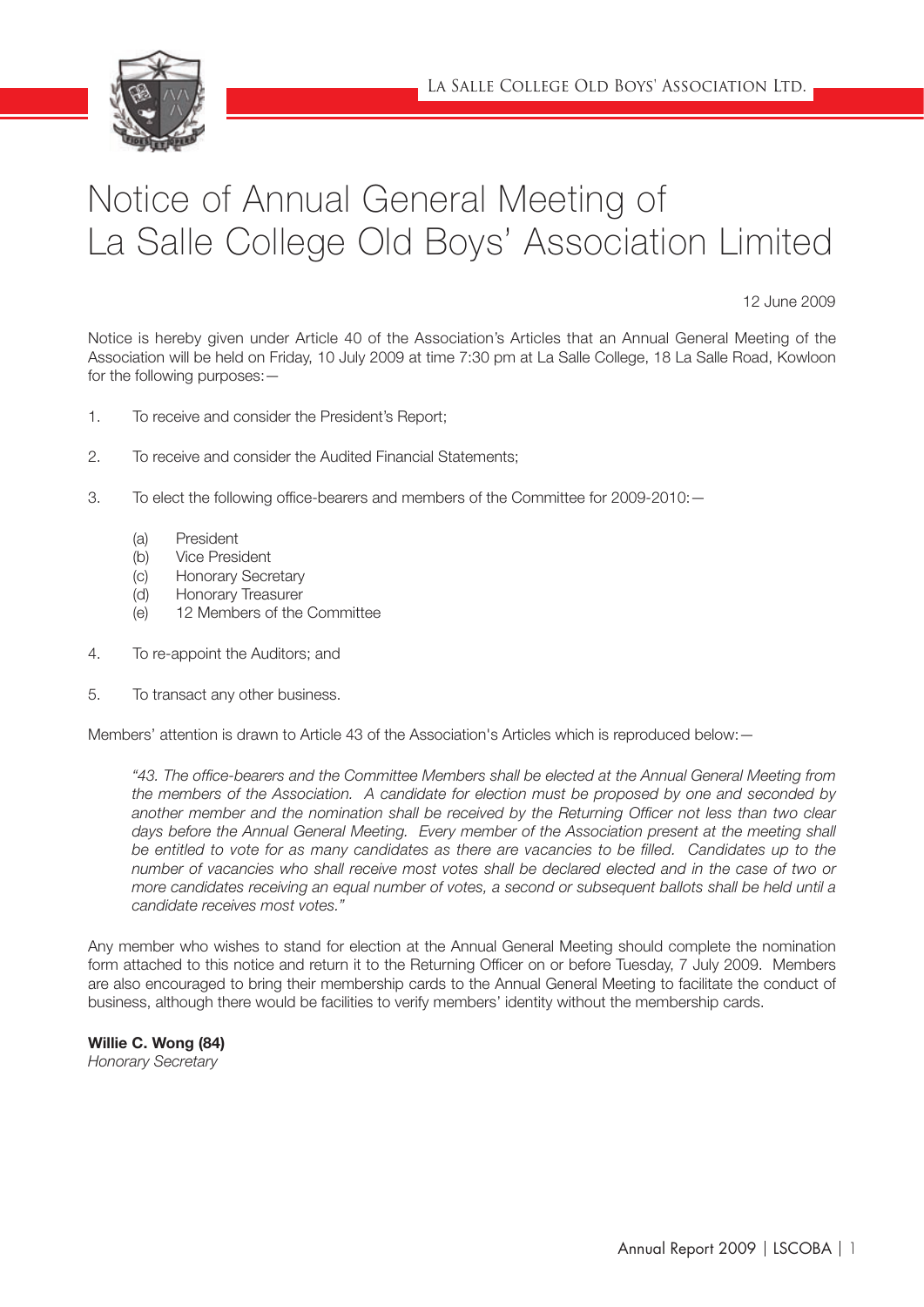# Notice of Annual General Meeting of La Salle College Old Boys' Association Limited

12 June 2009

Notice is hereby given under Article 40 of the Association's Articles that an Annual General Meeting of the Association will be held on Friday, 10 July 2009 at time 7:30 pm at La Salle College, 18 La Salle Road, Kowloon for the following purposes:—

1. To receive and consider the President's Report;

2. To receive and consider the Audited Financial Statements;

3. To elect the following office-bearers and members of the Committee for 2009-2010:—

   (a) President
   (b) Vice President
   (c) Honorary Secretary
   (d) Honorary Treasurer
   (e) 12 Members of the Committee

4. To re-appoint the Auditors; and

5. To transact any other business.

Members' attention is drawn to Article 43 of the Association's Articles which is reproduced below:—

> *"43. The office-bearers and the Committee Members shall be elected at the Annual General Meeting from the members of the Association. A candidate for election must be proposed by one and seconded by another member and the nomination shall be received by the Returning Officer not less than two clear days before the Annual General Meeting. Every member of the Association present at the meeting shall be entitled to vote for as many candidates as there are vacancies to be filled. Candidates up to the number of vacancies who shall receive most votes shall be declared elected and in the case of two or more candidates receiving an equal number of votes, a second or subsequent ballots shall be held until a candidate receives most votes."*

Any member who wishes to stand for election at the Annual General Meeting should complete the nomination form attached to this notice and return it to the Returning Officer on or before Tuesday, 7 July 2009. Members are also encouraged to bring their membership cards to the Annual General Meeting to facilitate the conduct of business, although there would be facilities to verify members' identity without the membership cards.

**Willie C. Wong (84)**
*Honorary Secretary*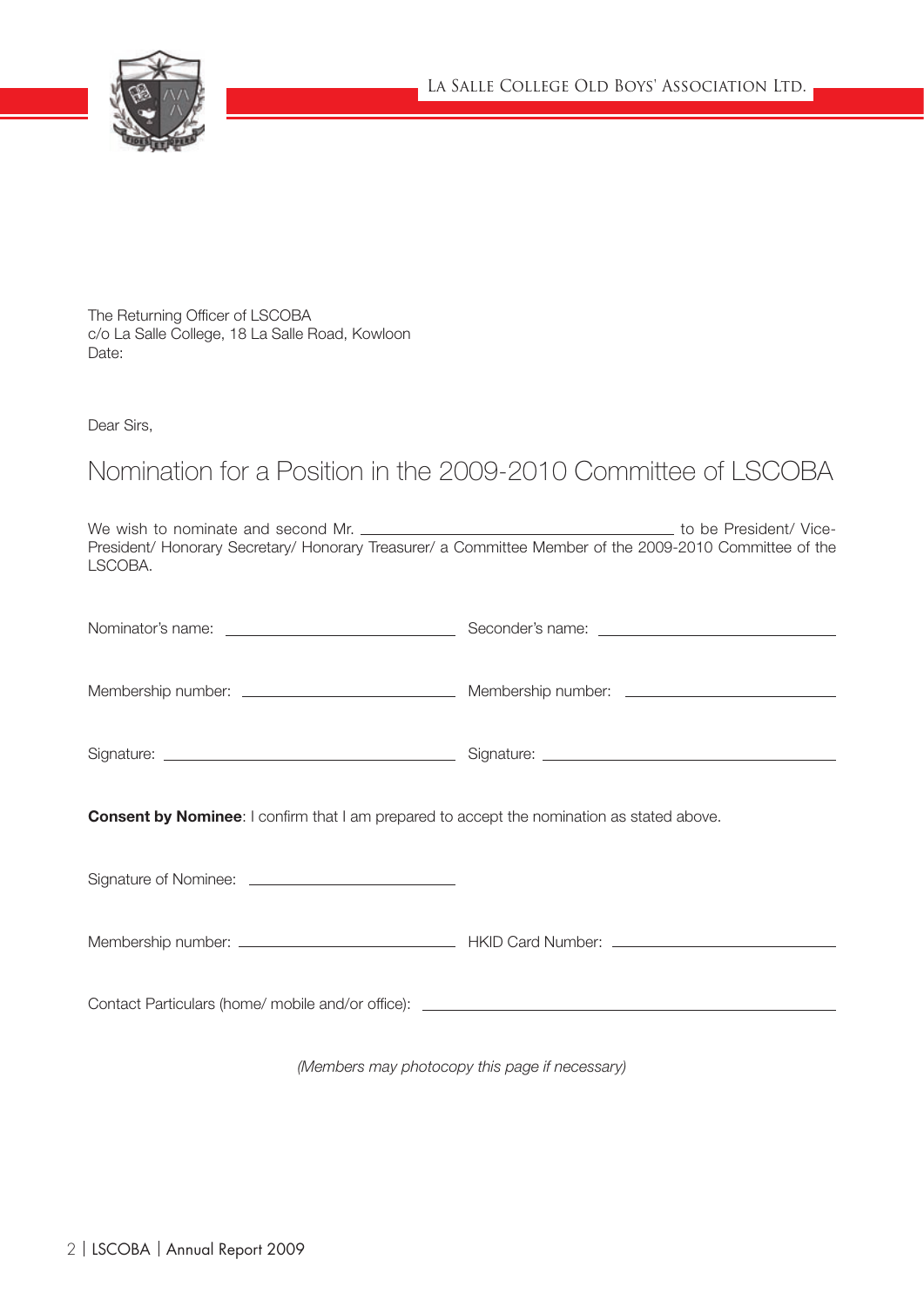The Returning Officer of LSCOBA
c/o La Salle College, 18 La Salle Road, Kowloon
Date:

Dear Sirs,

## Nomination for a Position in the 2009-2010 Committee of LSCOBA

We wish to nominate and second Mr. ________________________________ to be President/ Vice-President/ Honorary Secretary/ Honorary Treasurer/ a Committee Member of the 2009-2010 Committee of the LSCOBA.

Nominator's name: ________________________ Seconder's name: ________________________

Membership number: ________________________ Membership number: ________________________

Signature: ________________________ Signature: ________________________

**Consent by Nominee**: I confirm that I am prepared to accept the nomination as stated above.

Signature of Nominee: ________________________

Membership number: ________________________ HKID Card Number: ________________________

Contact Particulars (home/ mobile and/or office): ________________________________

*(Members may photocopy this page if necessary)*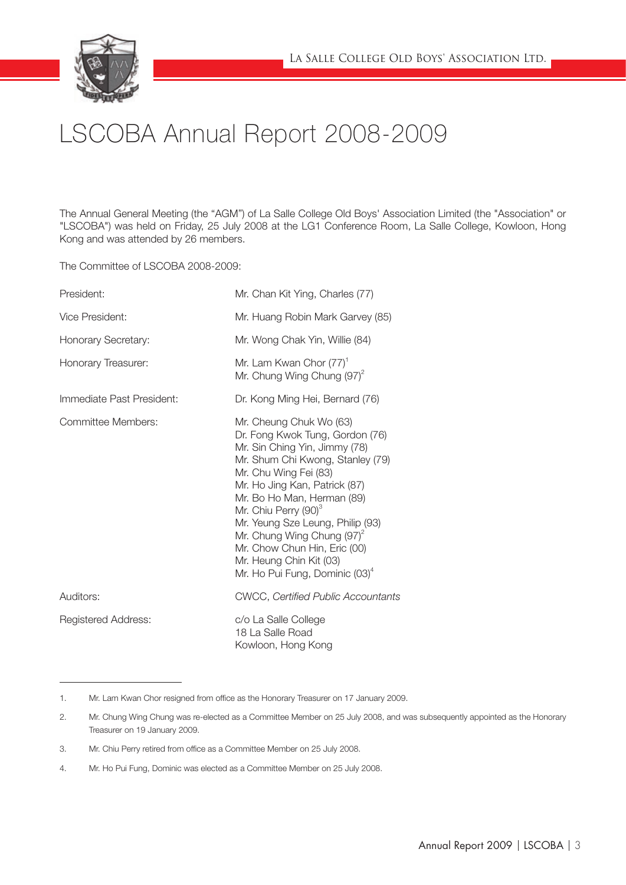# LSCOBA Annual Report 2008-2009

The Annual General Meeting (the "AGM") of La Salle College Old Boys' Association Limited (the "Association" or "LSCOBA") was held on Friday, 25 July 2008 at the LG1 Conference Room, La Salle College, Kowloon, Hong Kong and was attended by 26 members.

The Committee of LSCOBA 2008-2009:

| | |
|---|---|
| President: | Mr. Chan Kit Ying, Charles (77) |
| Vice President: | Mr. Huang Robin Mark Garvey (85) |
| Honorary Secretary: | Mr. Wong Chak Yin, Willie (84) |
| Honorary Treasurer: | Mr. Lam Kwan Chor (77)[1]<br>Mr. Chung Wing Chung (97)[2] |
| Immediate Past President: | Dr. Kong Ming Hei, Bernard (76) |
| Committee Members: | Mr. Cheung Chuk Wo (63)<br>Dr. Fong Kwok Tung, Gordon (76)<br>Mr. Sin Ching Yin, Jimmy (78)<br>Mr. Shum Chi Kwong, Stanley (79)<br>Mr. Chu Wing Fei (83)<br>Mr. Ho Jing Kan, Patrick (87)<br>Mr. Bo Ho Man, Herman (89)<br>Mr. Chiu Perry (90)[3]<br>Mr. Yeung Sze Leung, Philip (93)<br>Mr. Chung Wing Chung (97)[2]<br>Mr. Chow Chun Hin, Eric (00)<br>Mr. Heung Chin Kit (03)<br>Mr. Ho Pui Fung, Dominic (03)[4] |
| Auditors: | CWCC, *Certified Public Accountants* |
| Registered Address: | c/o La Salle College<br>18 La Salle Road<br>Kowloon, Hong Kong |

---

1. Mr. Lam Kwan Chor resigned from office as the Honorary Treasurer on 17 January 2009.
2. Mr. Chung Wing Chung was re-elected as a Committee Member on 25 July 2008, and was subsequently appointed as the Honorary Treasurer on 19 January 2009.
3. Mr. Chiu Perry retired from office as a Committee Member on 25 July 2008.
4. Mr. Ho Pui Fung, Dominic was elected as a Committee Member on 25 July 2008.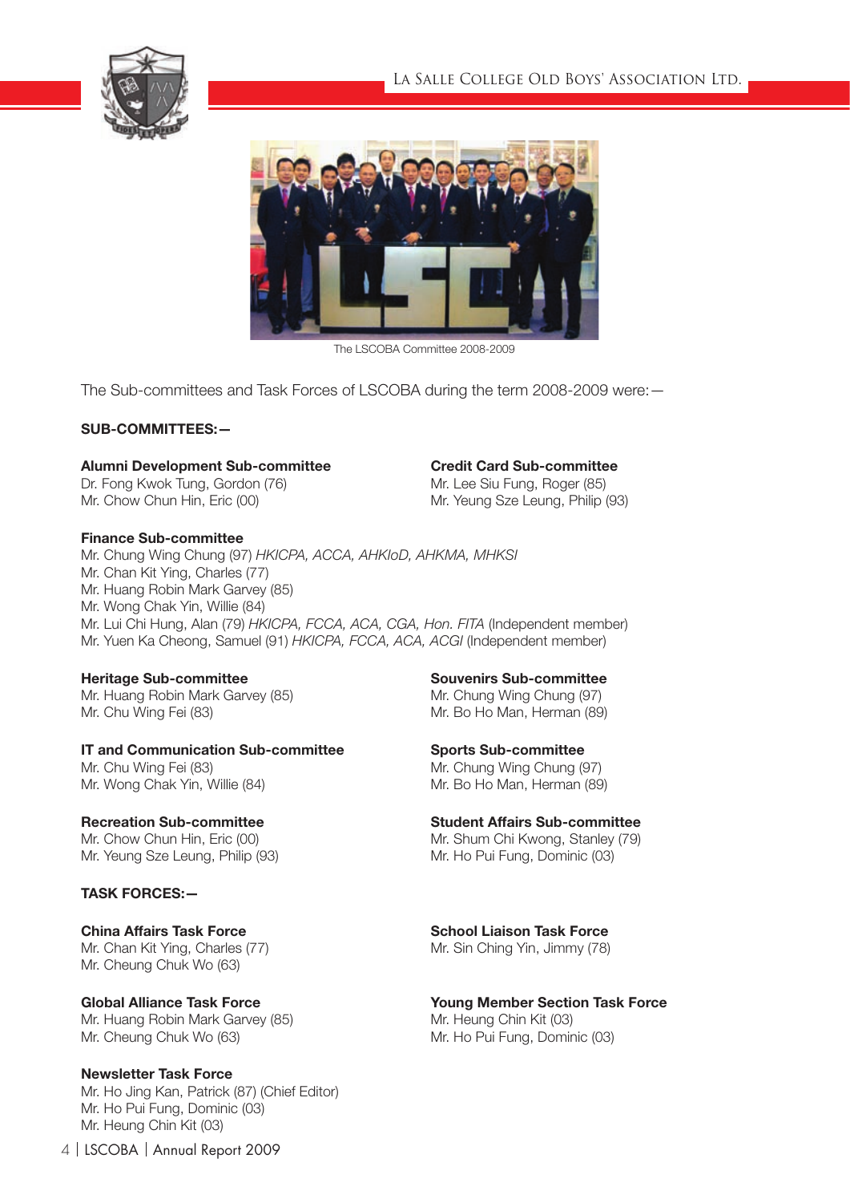The LSCOBA Committee 2008-2009

The Sub-committees and Task Forces of LSCOBA during the term 2008-2009 were:—

**SUB-COMMITTEES:—**

**Alumni Development Sub-committee**
Dr. Fong Kwok Tung, Gordon (76)
Mr. Chow Chun Hin, Eric (00)

**Credit Card Sub-committee**
Mr. Lee Siu Fung, Roger (85)
Mr. Yeung Sze Leung, Philip (93)

**Finance Sub-committee**
Mr. Chung Wing Chung (97) *HKICPA, ACCA, AHKIoD, AHKMA, MHKSI*
Mr. Chan Kit Ying, Charles (77)
Mr. Huang Robin Mark Garvey (85)
Mr. Wong Chak Yin, Willie (84)
Mr. Lui Chi Hung, Alan (79) *HKICPA, FCCA, ACA, CGA, Hon. FITA* (Independent member)
Mr. Yuen Ka Cheong, Samuel (91) *HKICPA, FCCA, ACA, ACGI* (Independent member)

**Heritage Sub-committee**
Mr. Huang Robin Mark Garvey (85)
Mr. Chu Wing Fei (83)

**Souvenirs Sub-committee**
Mr. Chung Wing Chung (97)
Mr. Bo Ho Man, Herman (89)

**IT and Communication Sub-committee**
Mr. Chu Wing Fei (83)
Mr. Wong Chak Yin, Willie (84)

**Sports Sub-committee**
Mr. Chung Wing Chung (97)
Mr. Bo Ho Man, Herman (89)

**Recreation Sub-committee**
Mr. Chow Chun Hin, Eric (00)
Mr. Yeung Sze Leung, Philip (93)

**Student Affairs Sub-committee**
Mr. Shum Chi Kwong, Stanley (79)
Mr. Ho Pui Fung, Dominic (03)

**TASK FORCES:—**

**China Affairs Task Force**
Mr. Chan Kit Ying, Charles (77)
Mr. Cheung Chuk Wo (63)

**School Liaison Task Force**
Mr. Sin Ching Yin, Jimmy (78)

**Global Alliance Task Force**
Mr. Huang Robin Mark Garvey (85)
Mr. Cheung Chuk Wo (63)

**Young Member Section Task Force**
Mr. Heung Chin Kit (03)
Mr. Ho Pui Fung, Dominic (03)

**Newsletter Task Force**
Mr. Ho Jing Kan, Patrick (87) (Chief Editor)
Mr. Ho Pui Fung, Dominic (03)
Mr. Heung Chin Kit (03)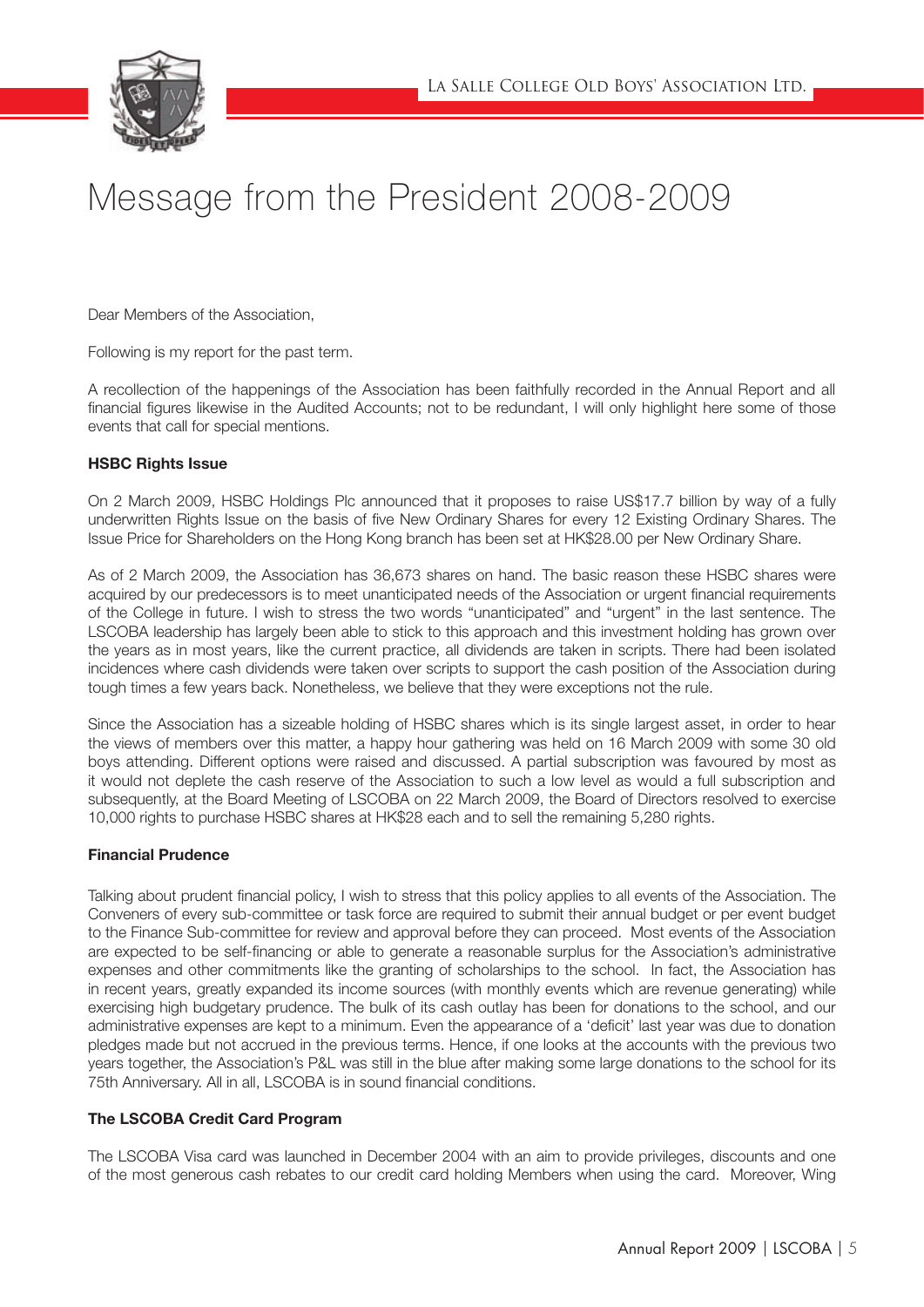# Message from the President 2008-2009

Dear Members of the Association,

Following is my report for the past term.

A recollection of the happenings of the Association has been faithfully recorded in the Annual Report and all financial figures likewise in the Audited Accounts; not to be redundant, I will only highlight here some of those events that call for special mentions.

**HSBC Rights Issue**

On 2 March 2009, HSBC Holdings Plc announced that it proposes to raise US$17.7 billion by way of a fully underwritten Rights Issue on the basis of five New Ordinary Shares for every 12 Existing Ordinary Shares. The Issue Price for Shareholders on the Hong Kong branch has been set at HK$28.00 per New Ordinary Share.

As of 2 March 2009, the Association has 36,673 shares on hand. The basic reason these HSBC shares were acquired by our predecessors is to meet unanticipated needs of the Association or urgent financial requirements of the College in future. I wish to stress the two words "unanticipated" and "urgent" in the last sentence. The LSCOBA leadership has largely been able to stick to this approach and this investment holding has grown over the years as in most years, like the current practice, all dividends are taken in scripts. There had been isolated incidences where cash dividends were taken over scripts to support the cash position of the Association during tough times a few years back. Nonetheless, we believe that they were exceptions not the rule.

Since the Association has a sizeable holding of HSBC shares which is its single largest asset, in order to hear the views of members over this matter, a happy hour gathering was held on 16 March 2009 with some 30 old boys attending. Different options were raised and discussed. A partial subscription was favoured by most as it would not deplete the cash reserve of the Association to such a low level as would a full subscription and subsequently, at the Board Meeting of LSCOBA on 22 March 2009, the Board of Directors resolved to exercise 10,000 rights to purchase HSBC shares at HK$28 each and to sell the remaining 5,280 rights.

**Financial Prudence**

Talking about prudent financial policy, I wish to stress that this policy applies to all events of the Association. The Conveners of every sub-committee or task force are required to submit their annual budget or per event budget to the Finance Sub-committee for review and approval before they can proceed. Most events of the Association are expected to be self-financing or able to generate a reasonable surplus for the Association's administrative expenses and other commitments like the granting of scholarships to the school. In fact, the Association has in recent years, greatly expanded its income sources (with monthly events which are revenue generating) while exercising high budgetary prudence. The bulk of its cash outlay has been for donations to the school, and our administrative expenses are kept to a minimum. Even the appearance of a 'deficit' last year was due to donation pledges made but not accrued in the previous terms. Hence, if one looks at the accounts with the previous two years together, the Association's P&L was still in the blue after making some large donations to the school for its 75th Anniversary. All in all, LSCOBA is in sound financial conditions.

**The LSCOBA Credit Card Program**

The LSCOBA Visa card was launched in December 2004 with an aim to provide privileges, discounts and one of the most generous cash rebates to our credit card holding Members when using the card. Moreover, Wing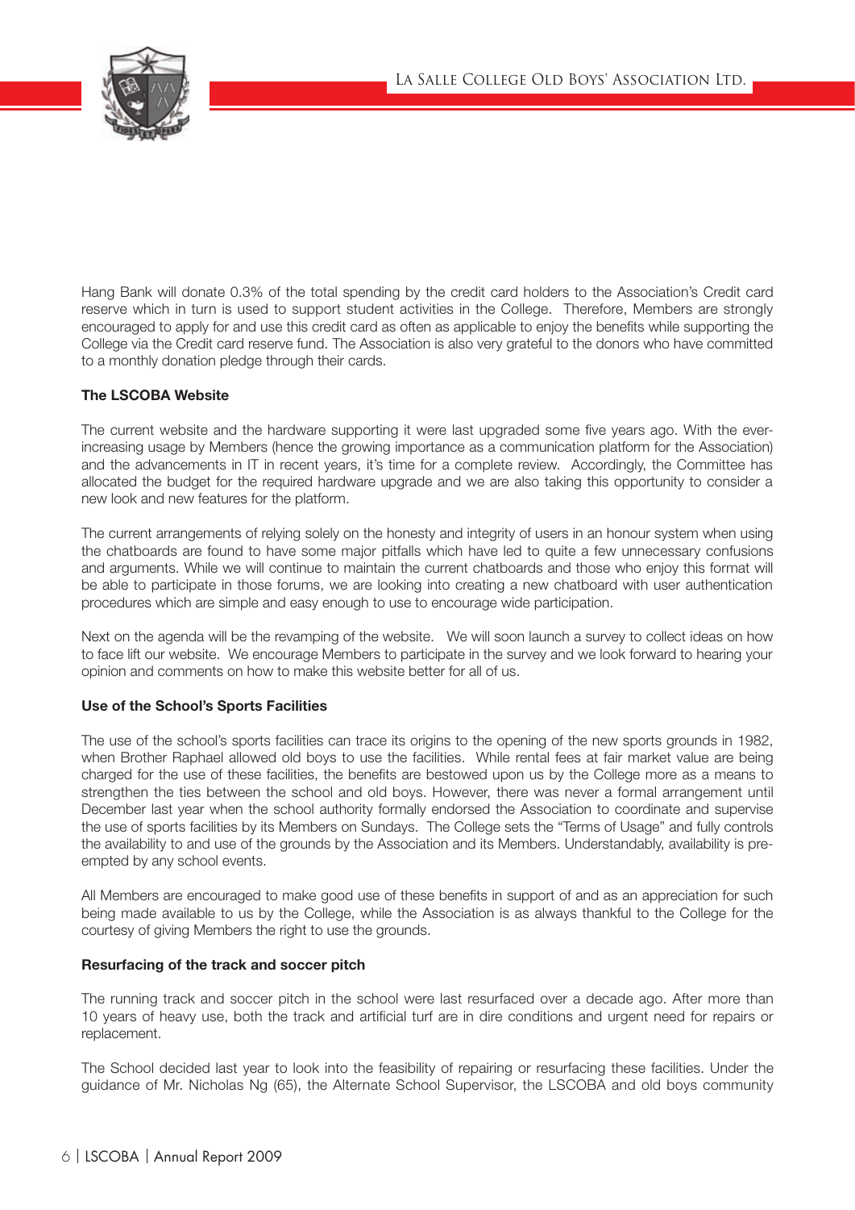Hang Bank will donate 0.3% of the total spending by the credit card holders to the Association's Credit card reserve which in turn is used to support student activities in the College. Therefore, Members are strongly encouraged to apply for and use this credit card as often as applicable to enjoy the benefits while supporting the College via the Credit card reserve fund. The Association is also very grateful to the donors who have committed to a monthly donation pledge through their cards.

**The LSCOBA Website**

The current website and the hardware supporting it were last upgraded some five years ago. With the ever-increasing usage by Members (hence the growing importance as a communication platform for the Association) and the advancements in IT in recent years, it's time for a complete review. Accordingly, the Committee has allocated the budget for the required hardware upgrade and we are also taking this opportunity to consider a new look and new features for the platform.

The current arrangements of relying solely on the honesty and integrity of users in an honour system when using the chatboards are found to have some major pitfalls which have led to quite a few unnecessary confusions and arguments. While we will continue to maintain the current chatboards and those who enjoy this format will be able to participate in those forums, we are looking into creating a new chatboard with user authentication procedures which are simple and easy enough to use to encourage wide participation.

Next on the agenda will be the revamping of the website. We will soon launch a survey to collect ideas on how to face lift our website. We encourage Members to participate in the survey and we look forward to hearing your opinion and comments on how to make this website better for all of us.

**Use of the School's Sports Facilities**

The use of the school's sports facilities can trace its origins to the opening of the new sports grounds in 1982, when Brother Raphael allowed old boys to use the facilities. While rental fees at fair market value are being charged for the use of these facilities, the benefits are bestowed upon us by the College more as a means to strengthen the ties between the school and old boys. However, there was never a formal arrangement until December last year when the school authority formally endorsed the Association to coordinate and supervise the use of sports facilities by its Members on Sundays. The College sets the "Terms of Usage" and fully controls the availability to and use of the grounds by the Association and its Members. Understandably, availability is pre-empted by any school events.

All Members are encouraged to make good use of these benefits in support of and as an appreciation for such being made available to us by the College, while the Association is as always thankful to the College for the courtesy of giving Members the right to use the grounds.

**Resurfacing of the track and soccer pitch**

The running track and soccer pitch in the school were last resurfaced over a decade ago. After more than 10 years of heavy use, both the track and artificial turf are in dire conditions and urgent need for repairs or replacement.

The School decided last year to look into the feasibility of repairing or resurfacing these facilities. Under the guidance of Mr. Nicholas Ng (65), the Alternate School Supervisor, the LSCOBA and old boys community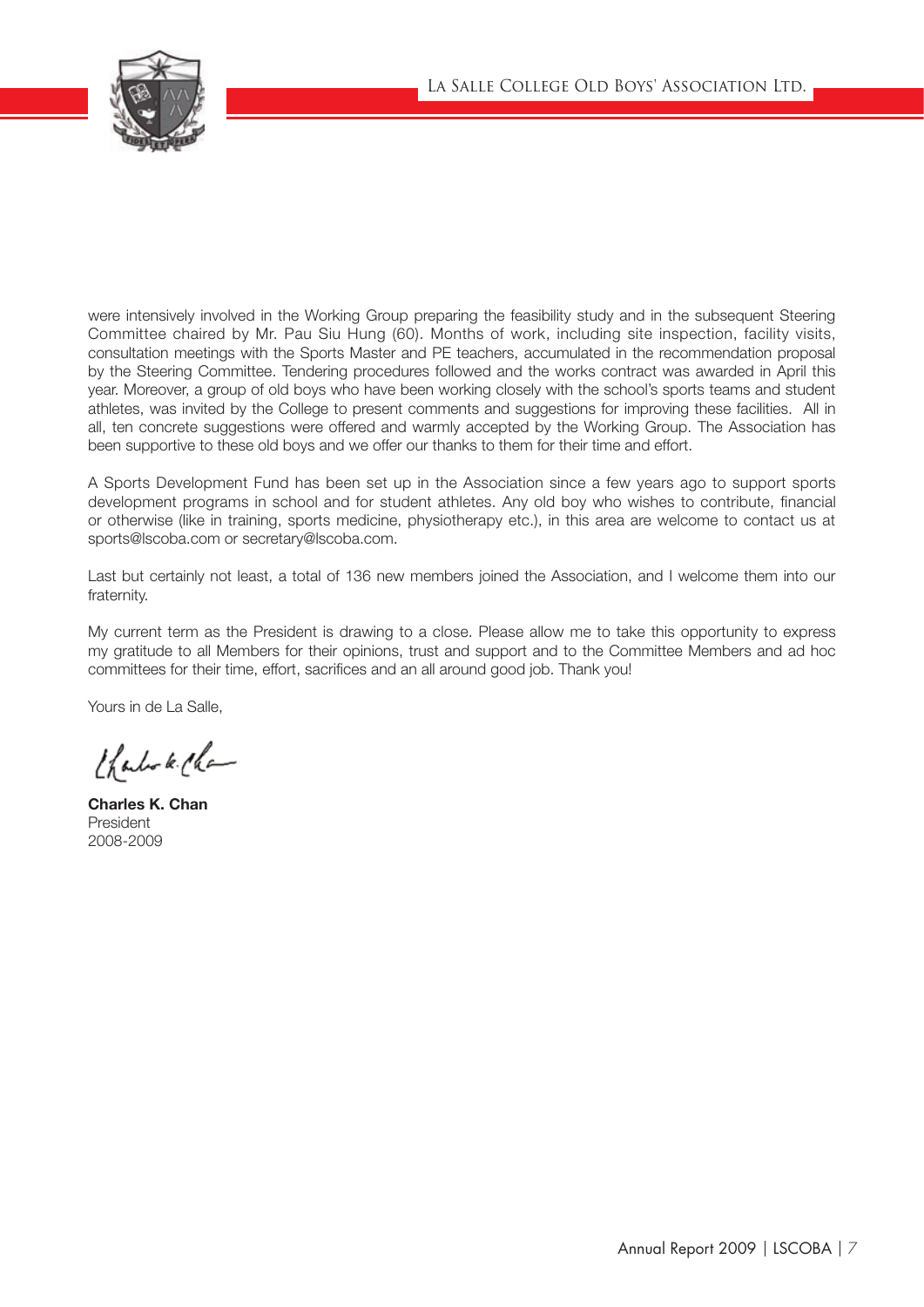were intensively involved in the Working Group preparing the feasibility study and in the subsequent Steering Committee chaired by Mr. Pau Siu Hung (60). Months of work, including site inspection, facility visits, consultation meetings with the Sports Master and PE teachers, accumulated in the recommendation proposal by the Steering Committee. Tendering procedures followed and the works contract was awarded in April this year. Moreover, a group of old boys who have been working closely with the school's sports teams and student athletes, was invited by the College to present comments and suggestions for improving these facilities. All in all, ten concrete suggestions were offered and warmly accepted by the Working Group. The Association has been supportive to these old boys and we offer our thanks to them for their time and effort.

A Sports Development Fund has been set up in the Association since a few years ago to support sports development programs in school and for student athletes. Any old boy who wishes to contribute, financial or otherwise (like in training, sports medicine, physiotherapy etc.), in this area are welcome to contact us at sports@lscoba.com or secretary@lscoba.com.

Last but certainly not least, a total of 136 new members joined the Association, and I welcome them into our fraternity.

My current term as the President is drawing to a close. Please allow me to take this opportunity to express my gratitude to all Members for their opinions, trust and support and to the Committee Members and ad hoc committees for their time, effort, sacrifices and an all around good job. Thank you!

Yours in de La Salle,

**Charles K. Chan**
President
2008-2009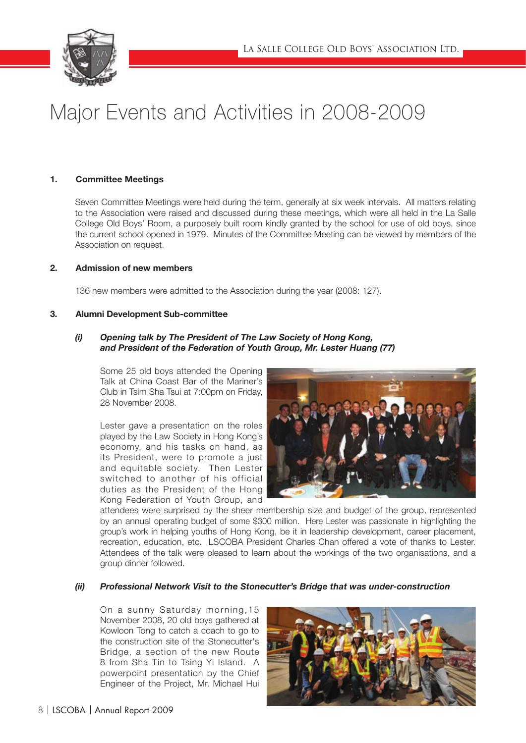# Major Events and Activities in 2008-2009

## 1. Committee Meetings

Seven Committee Meetings were held during the term, generally at six week intervals. All matters relating to the Association were raised and discussed during these meetings, which were all held in the La Salle College Old Boys' Room, a purposely built room kindly granted by the school for use of old boys, since the current school opened in 1979. Minutes of the Committee Meeting can be viewed by members of the Association on request.

## 2. Admission of new members

136 new members were admitted to the Association during the year (2008: 127).

## 3. Alumni Development Sub-committee

### *(i) Opening talk by The President of The Law Society of Hong Kong, and President of the Federation of Youth Group, Mr. Lester Huang (77)*

Some 25 old boys attended the Opening Talk at China Coast Bar of the Mariner's Club in Tsim Sha Tsui at 7:00pm on Friday, 28 November 2008.

Lester gave a presentation on the roles played by the Law Society in Hong Kong's economy, and his tasks on hand, as its President, were to promote a just and equitable society. Then Lester switched to another of his official duties as the President of the Hong Kong Federation of Youth Group, and attendees were surprised by the sheer membership size and budget of the group, represented by an annual operating budget of some $300 million. Here Lester was passionate in highlighting the group's work in helping youths of Hong Kong, be it in leadership development, career placement, recreation, education, etc. LSCOBA President Charles Chan offered a vote of thanks to Lester. Attendees of the talk were pleased to learn about the workings of the two organisations, and a group dinner followed.

### *(ii) Professional Network Visit to the Stonecutter's Bridge that was under-construction*

On a sunny Saturday morning, 15 November 2008, 20 old boys gathered at Kowloon Tong to catch a coach to go to the construction site of the Stonecutter's Bridge, a section of the new Route 8 from Sha Tin to Tsing Yi Island. A powerpoint presentation by the Chief Engineer of the Project, Mr. Michael Hui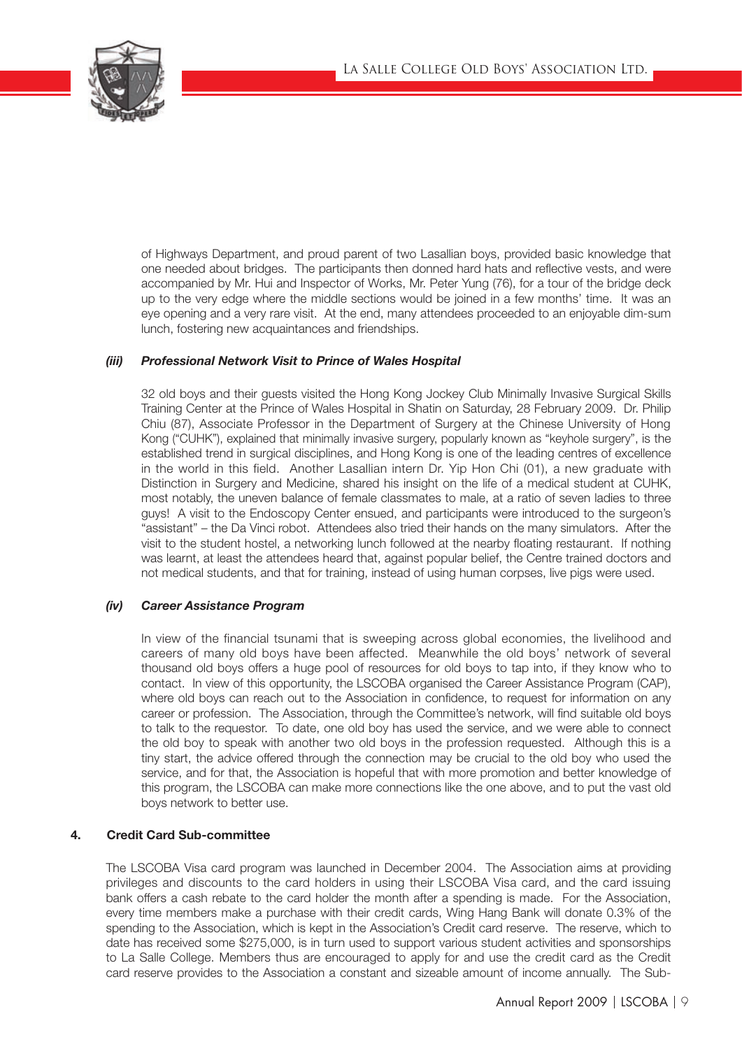of Highways Department, and proud parent of two Lasallian boys, provided basic knowledge that one needed about bridges. The participants then donned hard hats and reflective vests, and were accompanied by Mr. Hui and Inspector of Works, Mr. Peter Yung (76), for a tour of the bridge deck up to the very edge where the middle sections would be joined in a few months' time. It was an eye opening and a very rare visit. At the end, many attendees proceeded to an enjoyable dim-sum lunch, fostering new acquaintances and friendships.

### *(iii) Professional Network Visit to Prince of Wales Hospital*

32 old boys and their guests visited the Hong Kong Jockey Club Minimally Invasive Surgical Skills Training Center at the Prince of Wales Hospital in Shatin on Saturday, 28 February 2009. Dr. Philip Chiu (87), Associate Professor in the Department of Surgery at the Chinese University of Hong Kong ("CUHK"), explained that minimally invasive surgery, popularly known as "keyhole surgery", is the established trend in surgical disciplines, and Hong Kong is one of the leading centres of excellence in the world in this field. Another Lasallian intern Dr. Yip Hon Chi (01), a new graduate with Distinction in Surgery and Medicine, shared his insight on the life of a medical student at CUHK, most notably, the uneven balance of female classmates to male, at a ratio of seven ladies to three guys! A visit to the Endoscopy Center ensued, and participants were introduced to the surgeon's "assistant" – the Da Vinci robot. Attendees also tried their hands on the many simulators. After the visit to the student hostel, a networking lunch followed at the nearby floating restaurant. If nothing was learnt, at least the attendees heard that, against popular belief, the Centre trained doctors and not medical students, and that for training, instead of using human corpses, live pigs were used.

### *(iv) Career Assistance Program*

In view of the financial tsunami that is sweeping across global economies, the livelihood and careers of many old boys have been affected. Meanwhile the old boys' network of several thousand old boys offers a huge pool of resources for old boys to tap into, if they know who to contact. In view of this opportunity, the LSCOBA organised the Career Assistance Program (CAP), where old boys can reach out to the Association in confidence, to request for information on any career or profession. The Association, through the Committee's network, will find suitable old boys to talk to the requestor. To date, one old boy has used the service, and we were able to connect the old boy to speak with another two old boys in the profession requested. Although this is a tiny start, the advice offered through the connection may be crucial to the old boy who used the service, and for that, the Association is hopeful that with more promotion and better knowledge of this program, the LSCOBA can make more connections like the one above, and to put the vast old boys network to better use.

## 4. Credit Card Sub-committee

The LSCOBA Visa card program was launched in December 2004. The Association aims at providing privileges and discounts to the card holders in using their LSCOBA Visa card, and the card issuing bank offers a cash rebate to the card holder the month after a spending is made. For the Association, every time members make a purchase with their credit cards, Wing Hang Bank will donate 0.3% of the spending to the Association, which is kept in the Association's Credit card reserve. The reserve, which to date has received some $275,000, is in turn used to support various student activities and sponsorships to La Salle College. Members thus are encouraged to apply for and use the credit card as the Credit card reserve provides to the Association a constant and sizeable amount of income annually. The Sub-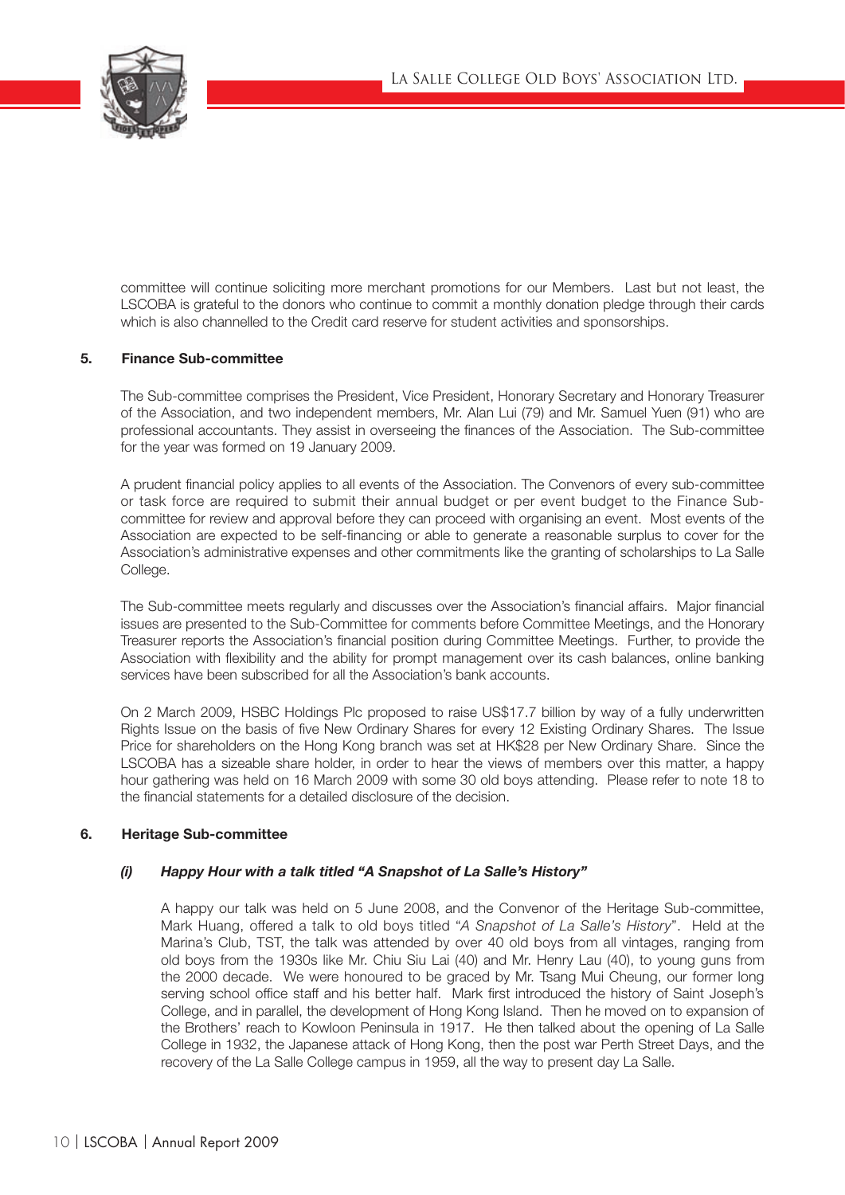committee will continue soliciting more merchant promotions for our Members. Last but not least, the LSCOBA is grateful to the donors who continue to commit a monthly donation pledge through their cards which is also channelled to the Credit card reserve for student activities and sponsorships.

## 5. Finance Sub-committee

The Sub-committee comprises the President, Vice President, Honorary Secretary and Honorary Treasurer of the Association, and two independent members, Mr. Alan Lui (79) and Mr. Samuel Yuen (91) who are professional accountants. They assist in overseeing the finances of the Association. The Sub-committee for the year was formed on 19 January 2009.

A prudent financial policy applies to all events of the Association. The Convenors of every sub-committee or task force are required to submit their annual budget or per event budget to the Finance Sub-committee for review and approval before they can proceed with organising an event. Most events of the Association are expected to be self-financing or able to generate a reasonable surplus to cover for the Association's administrative expenses and other commitments like the granting of scholarships to La Salle College.

The Sub-committee meets regularly and discusses over the Association's financial affairs. Major financial issues are presented to the Sub-Committee for comments before Committee Meetings, and the Honorary Treasurer reports the Association's financial position during Committee Meetings. Further, to provide the Association with flexibility and the ability for prompt management over its cash balances, online banking services have been subscribed for all the Association's bank accounts.

On 2 March 2009, HSBC Holdings Plc proposed to raise US$17.7 billion by way of a fully underwritten Rights Issue on the basis of five New Ordinary Shares for every 12 Existing Ordinary Shares. The Issue Price for shareholders on the Hong Kong branch was set at HK$28 per New Ordinary Share. Since the LSCOBA has a sizeable share holder, in order to hear the views of members over this matter, a happy hour gathering was held on 16 March 2009 with some 30 old boys attending. Please refer to note 18 to the financial statements for a detailed disclosure of the decision.

## 6. Heritage Sub-committee

### *(i) Happy Hour with a talk titled "A Snapshot of La Salle's History"*

A happy our talk was held on 5 June 2008, and the Convenor of the Heritage Sub-committee, Mark Huang, offered a talk to old boys titled "*A Snapshot of La Salle's History*". Held at the Marina's Club, TST, the talk was attended by over 40 old boys from all vintages, ranging from old boys from the 1930s like Mr. Chiu Siu Lai (40) and Mr. Henry Lau (40), to young guns from the 2000 decade. We were honoured to be graced by Mr. Tsang Mui Cheung, our former long serving school office staff and his better half. Mark first introduced the history of Saint Joseph's College, and in parallel, the development of Hong Kong Island. Then he moved on to expansion of the Brothers' reach to Kowloon Peninsula in 1917. He then talked about the opening of La Salle College in 1932, the Japanese attack of Hong Kong, then the post war Perth Street Days, and the recovery of the La Salle College campus in 1959, all the way to present day La Salle.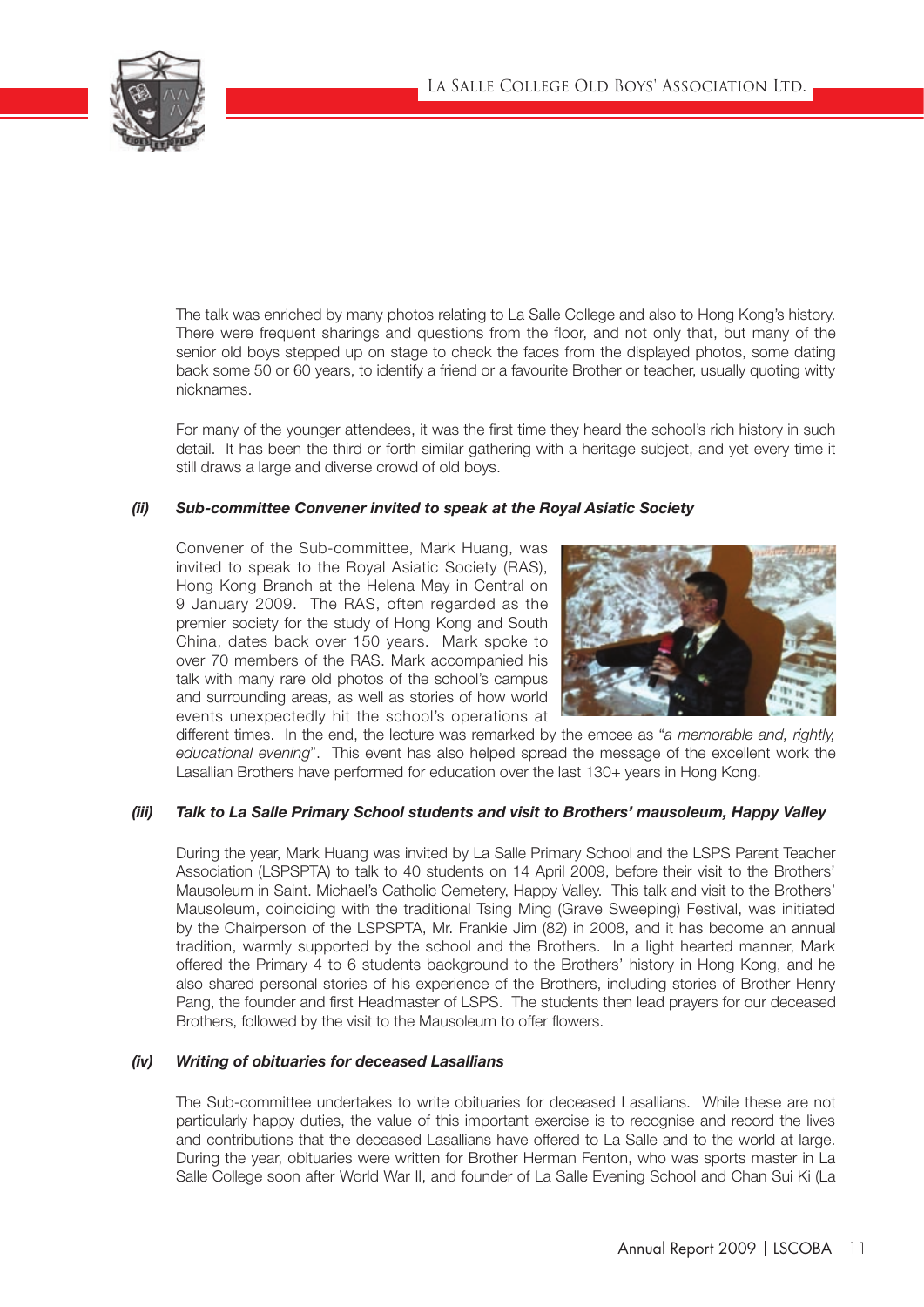The talk was enriched by many photos relating to La Salle College and also to Hong Kong's history. There were frequent sharings and questions from the floor, and not only that, but many of the senior old boys stepped up on stage to check the faces from the displayed photos, some dating back some 50 or 60 years, to identify a friend or a favourite Brother or teacher, usually quoting witty nicknames.

For many of the younger attendees, it was the first time they heard the school's rich history in such detail. It has been the third or forth similar gathering with a heritage subject, and yet every time it still draws a large and diverse crowd of old boys.

### *(ii) Sub-committee Convener invited to speak at the Royal Asiatic Society*

Convener of the Sub-committee, Mark Huang, was invited to speak to the Royal Asiatic Society (RAS), Hong Kong Branch at the Helena May in Central on 9 January 2009. The RAS, often regarded as the premier society for the study of Hong Kong and South China, dates back over 150 years. Mark spoke to over 70 members of the RAS. Mark accompanied his talk with many rare old photos of the school's campus and surrounding areas, as well as stories of how world events unexpectedly hit the school's operations at different times. In the end, the lecture was remarked by the emcee as "*a memorable and, rightly, educational evening*". This event has also helped spread the message of the excellent work the Lasallian Brothers have performed for education over the last 130+ years in Hong Kong.

### *(iii) Talk to La Salle Primary School students and visit to Brothers' mausoleum, Happy Valley*

During the year, Mark Huang was invited by La Salle Primary School and the LSPS Parent Teacher Association (LSPSPTA) to talk to 40 students on 14 April 2009, before their visit to the Brothers' Mausoleum in Saint. Michael's Catholic Cemetery, Happy Valley. This talk and visit to the Brothers' Mausoleum, coinciding with the traditional Tsing Ming (Grave Sweeping) Festival, was initiated by the Chairperson of the LSPSPTA, Mr. Frankie Jim (82) in 2008, and it has become an annual tradition, warmly supported by the school and the Brothers. In a light hearted manner, Mark offered the Primary 4 to 6 students background to the Brothers' history in Hong Kong, and he also shared personal stories of his experience of the Brothers, including stories of Brother Henry Pang, the founder and first Headmaster of LSPS. The students then lead prayers for our deceased Brothers, followed by the visit to the Mausoleum to offer flowers.

### *(iv) Writing of obituaries for deceased Lasallians*

The Sub-committee undertakes to write obituaries for deceased Lasallians. While these are not particularly happy duties, the value of this important exercise is to recognise and record the lives and contributions that the deceased Lasallians have offered to La Salle and to the world at large. During the year, obituaries were written for Brother Herman Fenton, who was sports master in La Salle College soon after World War II, and founder of La Salle Evening School and Chan Sui Ki (La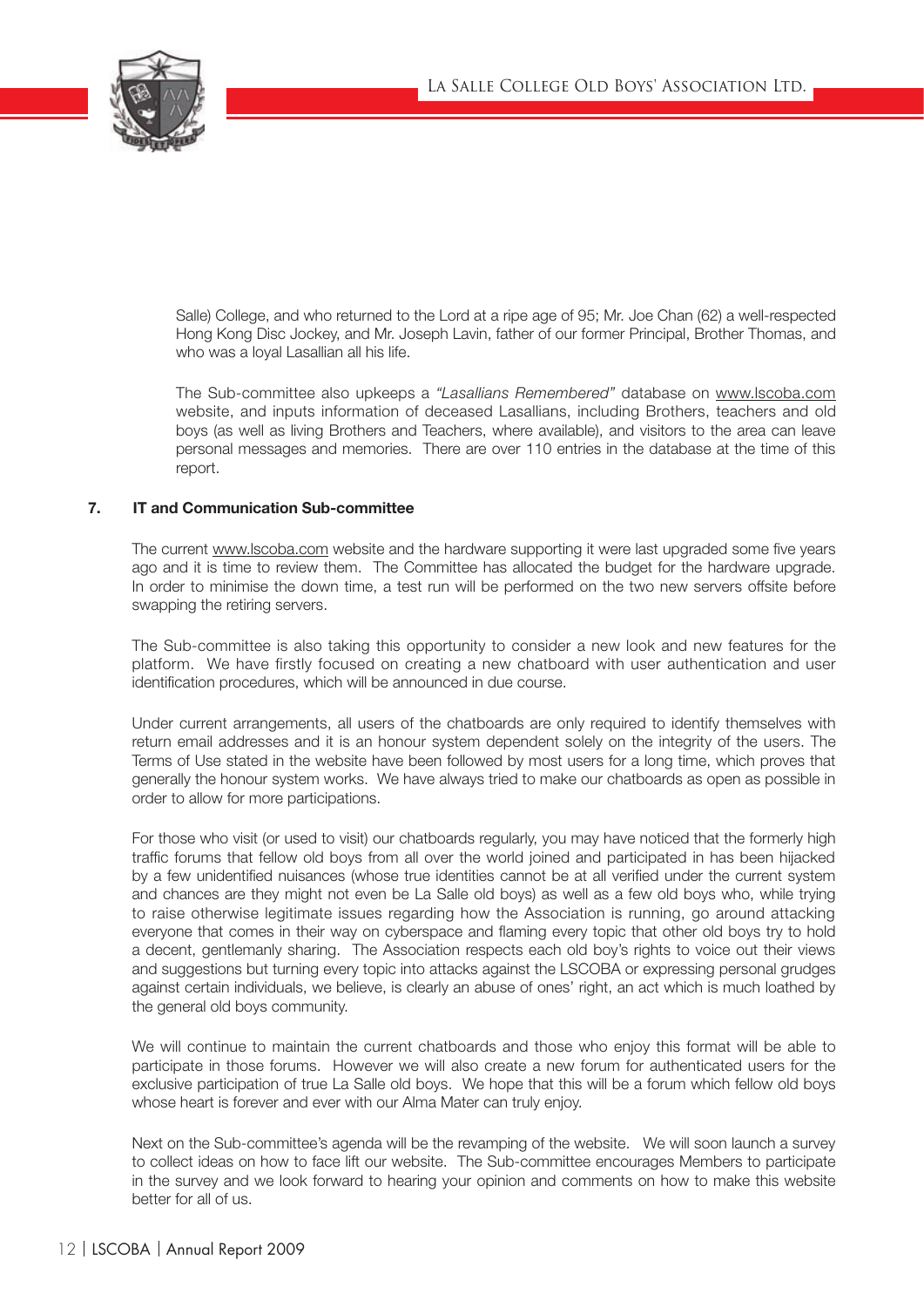Salle) College, and who returned to the Lord at a ripe age of 95; Mr. Joe Chan (62) a well-respected Hong Kong Disc Jockey, and Mr. Joseph Lavin, father of our former Principal, Brother Thomas, and who was a loyal Lasallian all his life.

The Sub-committee also upkeeps a *"Lasallians Remembered"* database on www.lscoba.com website, and inputs information of deceased Lasallians, including Brothers, teachers and old boys (as well as living Brothers and Teachers, where available), and visitors to the area can leave personal messages and memories. There are over 110 entries in the database at the time of this report.

**7. IT and Communication Sub-committee**

The current www.lscoba.com website and the hardware supporting it were last upgraded some five years ago and it is time to review them. The Committee has allocated the budget for the hardware upgrade. In order to minimise the down time, a test run will be performed on the two new servers offsite before swapping the retiring servers.

The Sub-committee is also taking this opportunity to consider a new look and new features for the platform. We have firstly focused on creating a new chatboard with user authentication and user identification procedures, which will be announced in due course.

Under current arrangements, all users of the chatboards are only required to identify themselves with return email addresses and it is an honour system dependent solely on the integrity of the users. The Terms of Use stated in the website have been followed by most users for a long time, which proves that generally the honour system works. We have always tried to make our chatboards as open as possible in order to allow for more participations.

For those who visit (or used to visit) our chatboards regularly, you may have noticed that the formerly high traffic forums that fellow old boys from all over the world joined and participated in has been hijacked by a few unidentified nuisances (whose true identities cannot be at all verified under the current system and chances are they might not even be La Salle old boys) as well as a few old boys who, while trying to raise otherwise legitimate issues regarding how the Association is running, go around attacking everyone that comes in their way on cyberspace and flaming every topic that other old boys try to hold a decent, gentlemanly sharing. The Association respects each old boy's rights to voice out their views and suggestions but turning every topic into attacks against the LSCOBA or expressing personal grudges against certain individuals, we believe, is clearly an abuse of ones' right, an act which is much loathed by the general old boys community.

We will continue to maintain the current chatboards and those who enjoy this format will be able to participate in those forums. However we will also create a new forum for authenticated users for the exclusive participation of true La Salle old boys. We hope that this will be a forum which fellow old boys whose heart is forever and ever with our Alma Mater can truly enjoy.

Next on the Sub-committee's agenda will be the revamping of the website. We will soon launch a survey to collect ideas on how to face lift our website. The Sub-committee encourages Members to participate in the survey and we look forward to hearing your opinion and comments on how to make this website better for all of us.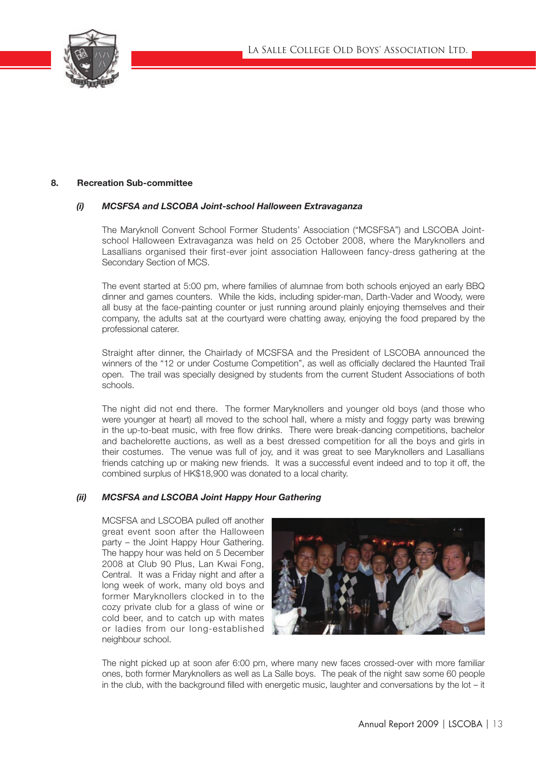## 8. Recreation Sub-committee

### *(i) MCSFSA and LSCOBA Joint-school Halloween Extravaganza*

The Maryknoll Convent School Former Students' Association ("MCSFSA") and LSCOBA Joint-school Halloween Extravaganza was held on 25 October 2008, where the Maryknollers and Lasallians organised their first-ever joint association Halloween fancy-dress gathering at the Secondary Section of MCS.

The event started at 5:00 pm, where families of alumnae from both schools enjoyed an early BBQ dinner and games counters. While the kids, including spider-man, Darth-Vader and Woody, were all busy at the face-painting counter or just running around plainly enjoying themselves and their company, the adults sat at the courtyard were chatting away, enjoying the food prepared by the professional caterer.

Straight after dinner, the Chairlady of MCSFSA and the President of LSCOBA announced the winners of the "12 or under Costume Competition", as well as officially declared the Haunted Trail open. The trail was specially designed by students from the current Student Associations of both schools.

The night did not end there. The former Maryknollers and younger old boys (and those who were younger at heart) all moved to the school hall, where a misty and foggy party was brewing in the up-to-beat music, with free flow drinks. There were break-dancing competitions, bachelor and bachelorette auctions, as well as a best dressed competition for all the boys and girls in their costumes. The venue was full of joy, and it was great to see Maryknollers and Lasallians friends catching up or making new friends. It was a successful event indeed and to top it off, the combined surplus of HK$18,900 was donated to a local charity.

### *(ii) MCSFSA and LSCOBA Joint Happy Hour Gathering*

MCSFSA and LSCOBA pulled off another great event soon after the Halloween party – the Joint Happy Hour Gathering. The happy hour was held on 5 December 2008 at Club 90 Plus, Lan Kwai Fong, Central. It was a Friday night and after a long week of work, many old boys and former Maryknollers clocked in to the cozy private club for a glass of wine or cold beer, and to catch up with mates or ladies from our long-established neighbour school.

The night picked up at soon afer 6:00 pm, where many new faces crossed-over with more familiar ones, both former Maryknollers as well as La Salle boys. The peak of the night saw some 60 people in the club, with the background filled with energetic music, laughter and conversations by the lot – it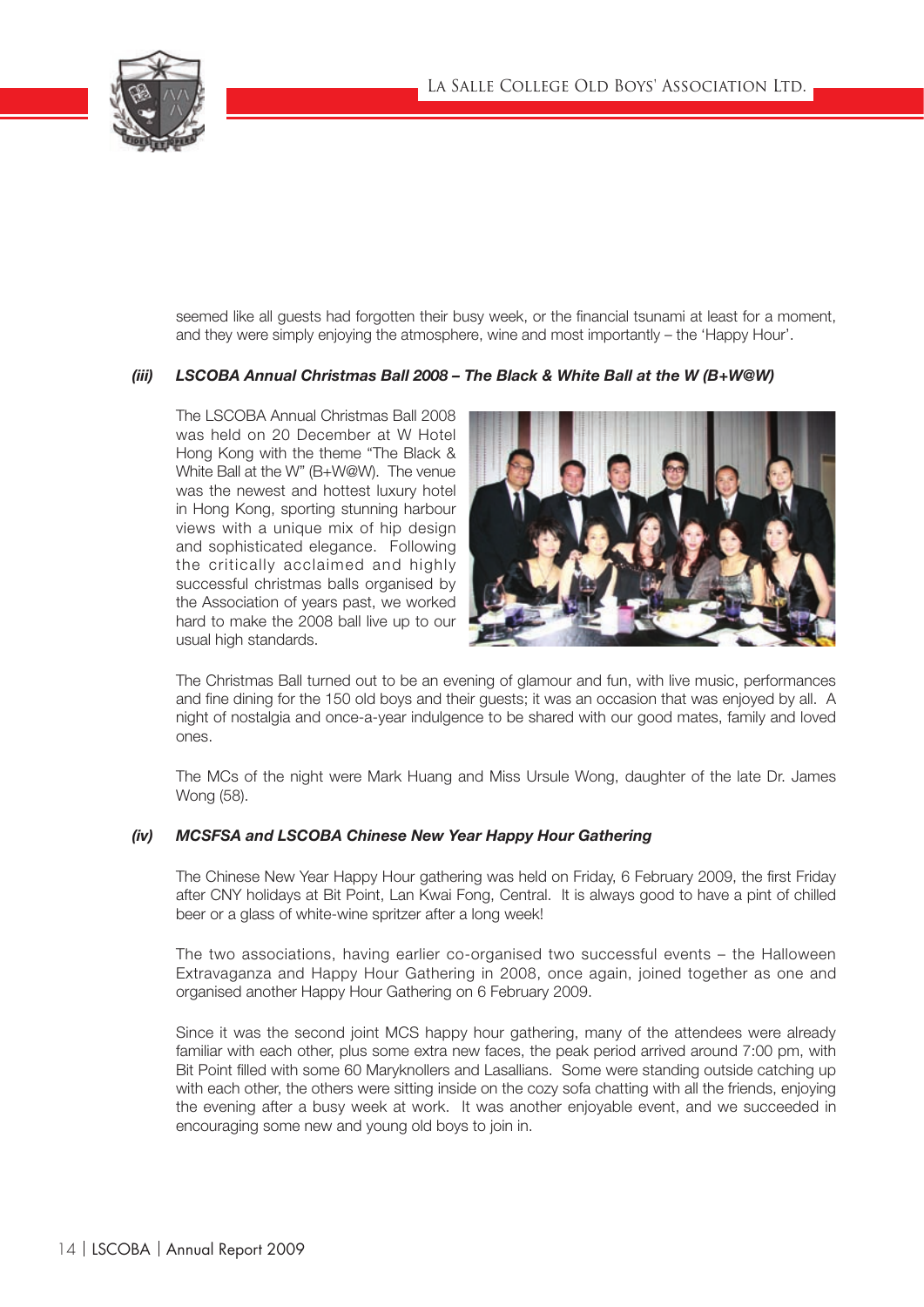seemed like all guests had forgotten their busy week, or the financial tsunami at least for a moment, and they were simply enjoying the atmosphere, wine and most importantly – the 'Happy Hour'.

### *(iii) LSCOBA Annual Christmas Ball 2008 – The Black & White Ball at the W (B+W@W)*

The LSCOBA Annual Christmas Ball 2008 was held on 20 December at W Hotel Hong Kong with the theme "The Black & White Ball at the W" (B+W@W). The venue was the newest and hottest luxury hotel in Hong Kong, sporting stunning harbour views with a unique mix of hip design and sophisticated elegance. Following the critically acclaimed and highly successful christmas balls organised by the Association of years past, we worked hard to make the 2008 ball live up to our usual high standards.

The Christmas Ball turned out to be an evening of glamour and fun, with live music, performances and fine dining for the 150 old boys and their guests; it was an occasion that was enjoyed by all. A night of nostalgia and once-a-year indulgence to be shared with our good mates, family and loved ones.

The MCs of the night were Mark Huang and Miss Ursule Wong, daughter of the late Dr. James Wong (58).

### *(iv) MCSFSA and LSCOBA Chinese New Year Happy Hour Gathering*

The Chinese New Year Happy Hour gathering was held on Friday, 6 February 2009, the first Friday after CNY holidays at Bit Point, Lan Kwai Fong, Central. It is always good to have a pint of chilled beer or a glass of white-wine spritzer after a long week!

The two associations, having earlier co-organised two successful events – the Halloween Extravaganza and Happy Hour Gathering in 2008, once again, joined together as one and organised another Happy Hour Gathering on 6 February 2009.

Since it was the second joint MCS happy hour gathering, many of the attendees were already familiar with each other, plus some extra new faces, the peak period arrived around 7:00 pm, with Bit Point filled with some 60 Maryknollers and Lasallians. Some were standing outside catching up with each other, the others were sitting inside on the cozy sofa chatting with all the friends, enjoying the evening after a busy week at work. It was another enjoyable event, and we succeeded in encouraging some new and young old boys to join in.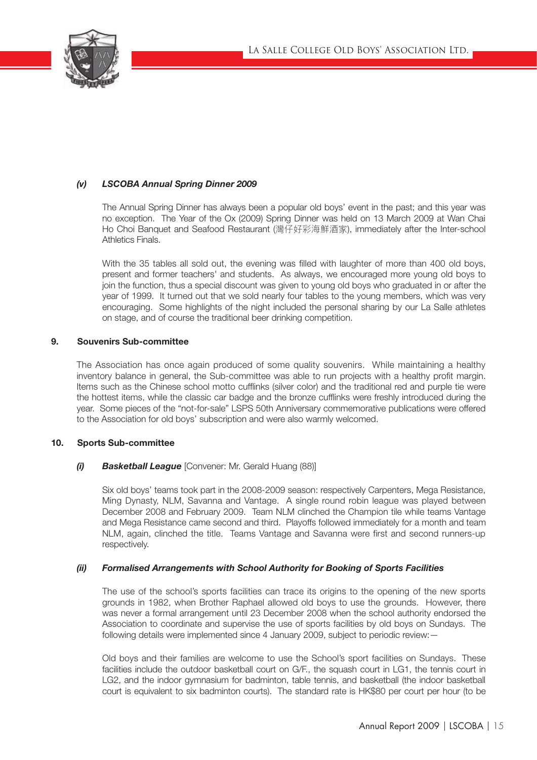### *(v) LSCOBA Annual Spring Dinner 2009*

The Annual Spring Dinner has always been a popular old boys' event in the past; and this year was no exception. The Year of the Ox (2009) Spring Dinner was held on 13 March 2009 at Wan Chai Ho Choi Banquet and Seafood Restaurant (灣仔好彩海鮮酒家), immediately after the Inter-school Athletics Finals.

With the 35 tables all sold out, the evening was filled with laughter of more than 400 old boys, present and former teachers' and students. As always, we encouraged more young old boys to join the function, thus a special discount was given to young old boys who graduated in or after the year of 1999. It turned out that we sold nearly four tables to the young members, which was very encouraging. Some highlights of the night included the personal sharing by our La Salle athletes on stage, and of course the traditional beer drinking competition.

## 9. Souvenirs Sub-committee

The Association has once again produced of some quality souvenirs. While maintaining a healthy inventory balance in general, the Sub-committee was able to run projects with a healthy profit margin. Items such as the Chinese school motto cufflinks (silver color) and the traditional red and purple tie were the hottest items, while the classic car badge and the bronze cufflinks were freshly introduced during the year. Some pieces of the "not-for-sale" LSPS 50th Anniversary commemorative publications were offered to the Association for old boys' subscription and were also warmly welcomed.

## 10. Sports Sub-committee

### *(i) Basketball League* [Convener: Mr. Gerald Huang (88)]

Six old boys' teams took part in the 2008-2009 season: respectively Carpenters, Mega Resistance, Ming Dynasty, NLM, Savanna and Vantage. A single round robin league was played between December 2008 and February 2009. Team NLM clinched the Champion tile while teams Vantage and Mega Resistance came second and third. Playoffs followed immediately for a month and team NLM, again, clinched the title. Teams Vantage and Savanna were first and second runners-up respectively.

### *(ii) Formalised Arrangements with School Authority for Booking of Sports Facilities*

The use of the school's sports facilities can trace its origins to the opening of the new sports grounds in 1982, when Brother Raphael allowed old boys to use the grounds. However, there was never a formal arrangement until 23 December 2008 when the school authority endorsed the Association to coordinate and supervise the use of sports facilities by old boys on Sundays. The following details were implemented since 4 January 2009, subject to periodic review:—

Old boys and their families are welcome to use the School's sport facilities on Sundays. These facilities include the outdoor basketball court on G/F., the squash court in LG1, the tennis court in LG2, and the indoor gymnasium for badminton, table tennis, and basketball (the indoor basketball court is equivalent to six badminton courts). The standard rate is HK$80 per court per hour (to be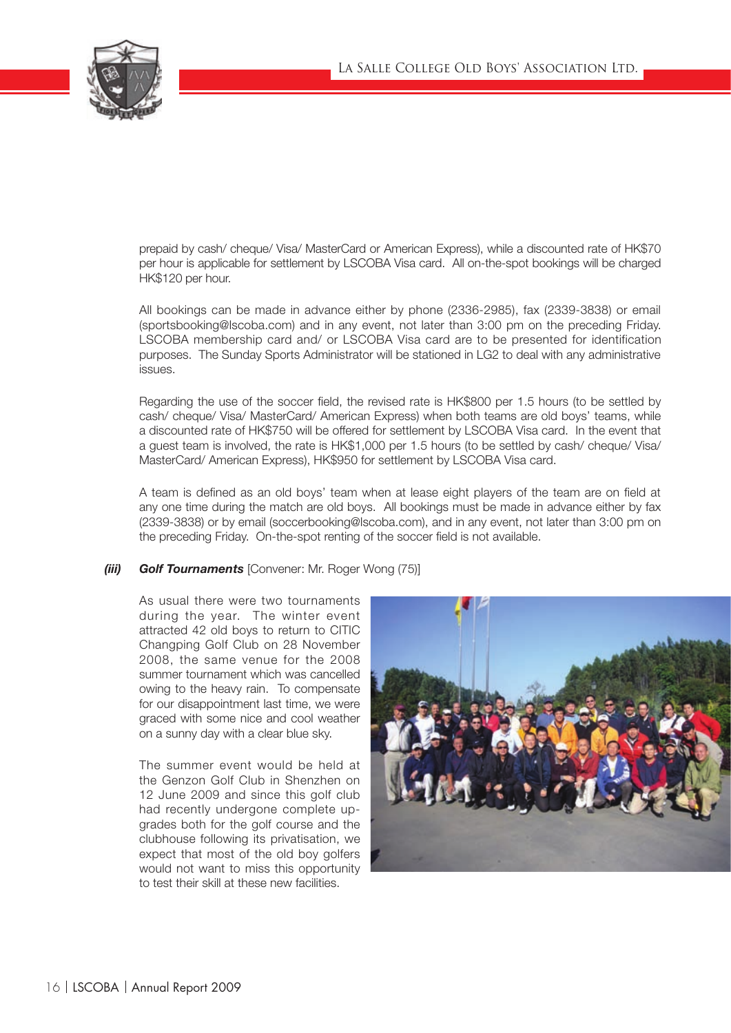prepaid by cash/ cheque/ Visa/ MasterCard or American Express), while a discounted rate of HK$70 per hour is applicable for settlement by LSCOBA Visa card. All on-the-spot bookings will be charged HK$120 per hour.

All bookings can be made in advance either by phone (2336-2985), fax (2339-3838) or email (sportsbooking@lscoba.com) and in any event, not later than 3:00 pm on the preceding Friday. LSCOBA membership card and/ or LSCOBA Visa card are to be presented for identification purposes. The Sunday Sports Administrator will be stationed in LG2 to deal with any administrative issues.

Regarding the use of the soccer field, the revised rate is HK$800 per 1.5 hours (to be settled by cash/ cheque/ Visa/ MasterCard/ American Express) when both teams are old boys' teams, while a discounted rate of HK$750 will be offered for settlement by LSCOBA Visa card. In the event that a guest team is involved, the rate is HK$1,000 per 1.5 hours (to be settled by cash/ cheque/ Visa/ MasterCard/ American Express), HK$950 for settlement by LSCOBA Visa card.

A team is defined as an old boys' team when at lease eight players of the team are on field at any one time during the match are old boys. All bookings must be made in advance either by fax (2339-3838) or by email (soccerbooking@lscoba.com), and in any event, not later than 3:00 pm on the preceding Friday. On-the-spot renting of the soccer field is not available.

***(iii)*** ***Golf Tournaments*** [Convener: Mr. Roger Wong (75)]

As usual there were two tournaments during the year. The winter event attracted 42 old boys to return to CITIC Changping Golf Club on 28 November 2008, the same venue for the 2008 summer tournament which was cancelled owing to the heavy rain. To compensate for our disappointment last time, we were graced with some nice and cool weather on a sunny day with a clear blue sky.

The summer event would be held at the Genzon Golf Club in Shenzhen on 12 June 2009 and since this golf club had recently undergone complete upgrades both for the golf course and the clubhouse following its privatisation, we expect that most of the old boy golfers would not want to miss this opportunity to test their skill at these new facilities.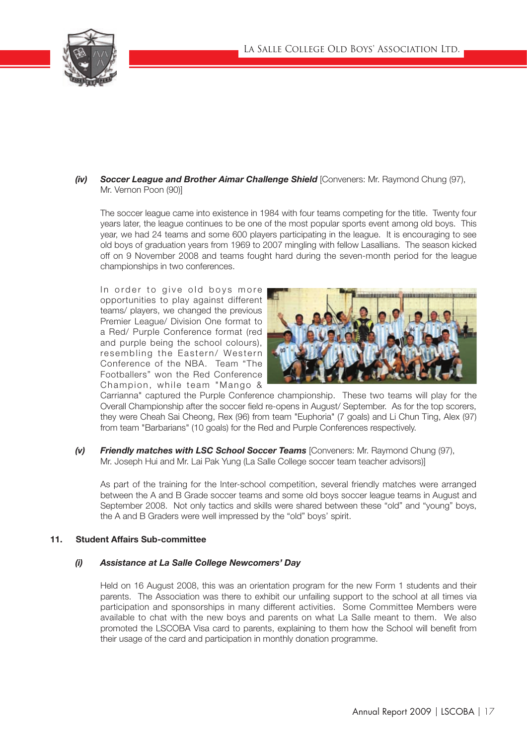*(iv)* ***Soccer League and Brother Aimar Challenge Shield*** [Conveners: Mr. Raymond Chung (97), Mr. Vernon Poon (90)]

The soccer league came into existence in 1984 with four teams competing for the title. Twenty four years later, the league continues to be one of the most popular sports event among old boys. This year, we had 24 teams and some 600 players participating in the league. It is encouraging to see old boys of graduation years from 1969 to 2007 mingling with fellow Lasallians. The season kicked off on 9 November 2008 and teams fought hard during the seven-month period for the league championships in two conferences.

In order to give old boys more opportunities to play against different teams/ players, we changed the previous Premier League/ Division One format to a Red/ Purple Conference format (red and purple being the school colours), resembling the Eastern/ Western Conference of the NBA. Team "The Footballers" won the Red Conference Champion, while team "Mango & Carrianna" captured the Purple Conference championship. These two teams will play for the Overall Championship after the soccer field re-opens in August/ September. As for the top scorers, they were Cheah Sai Cheong, Rex (96) from team "Euphoria" (7 goals) and Li Chun Ting, Alex (97) from team "Barbarians" (10 goals) for the Red and Purple Conferences respectively.

*(v)* ***Friendly matches with LSC School Soccer Teams*** [Conveners: Mr. Raymond Chung (97), Mr. Joseph Hui and Mr. Lai Pak Yung (La Salle College soccer team teacher advisors)]

As part of the training for the Inter-school competition, several friendly matches were arranged between the A and B Grade soccer teams and some old boys soccer league teams in August and September 2008. Not only tactics and skills were shared between these "old" and "young" boys, the A and B Graders were well impressed by the "old" boys' spirit.

**11. Student Affairs Sub-committee**

*(i)* ***Assistance at La Salle College Newcomers' Day***

Held on 16 August 2008, this was an orientation program for the new Form 1 students and their parents. The Association was there to exhibit our unfailing support to the school at all times via participation and sponsorships in many different activities. Some Committee Members were available to chat with the new boys and parents on what La Salle meant to them. We also promoted the LSCOBA Visa card to parents, explaining to them how the School will benefit from their usage of the card and participation in monthly donation programme.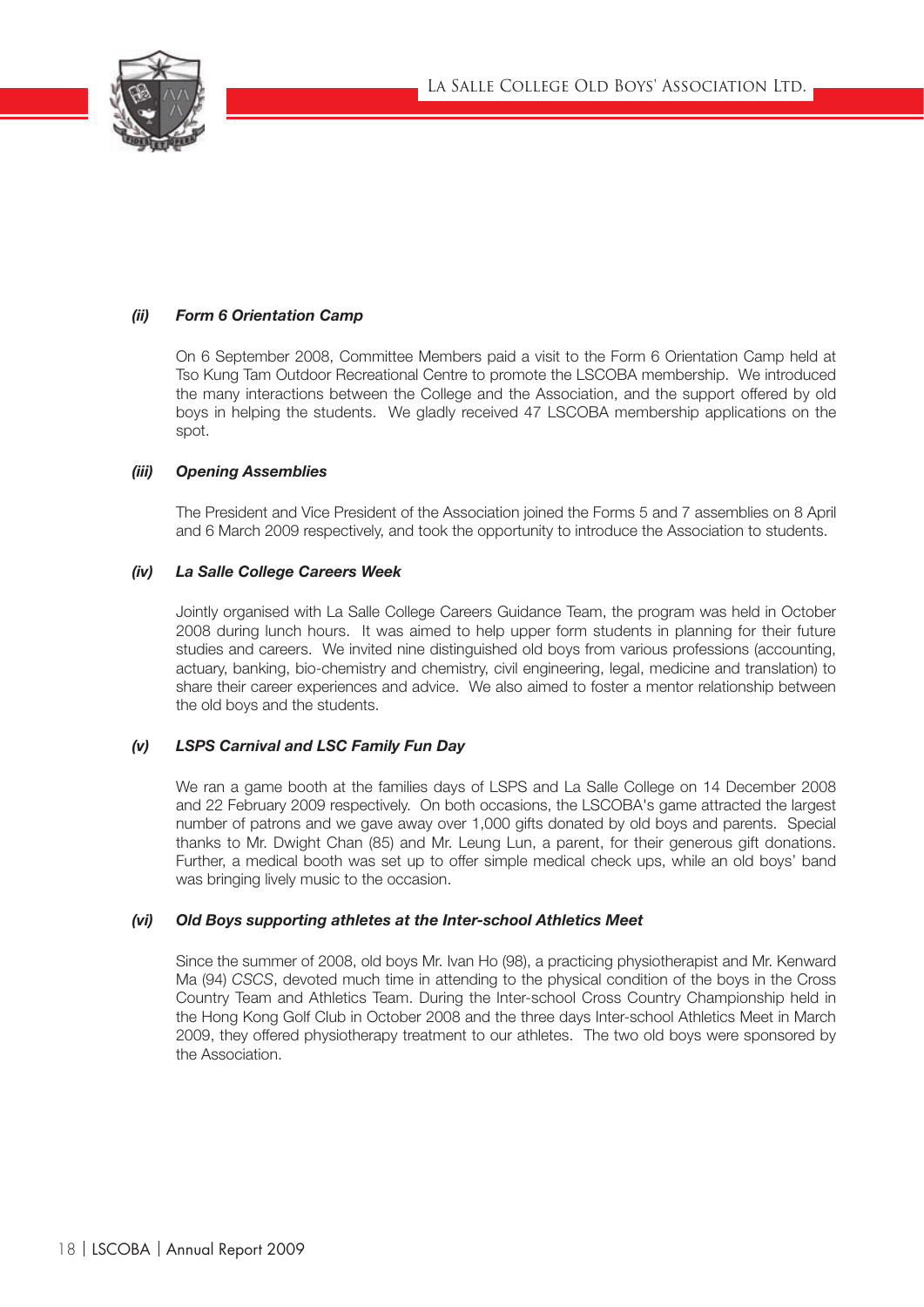**(ii) Form 6 Orientation Camp**

On 6 September 2008, Committee Members paid a visit to the Form 6 Orientation Camp held at Tso Kung Tam Outdoor Recreational Centre to promote the LSCOBA membership. We introduced the many interactions between the College and the Association, and the support offered by old boys in helping the students. We gladly received 47 LSCOBA membership applications on the spot.

**(iii) Opening Assemblies**

The President and Vice President of the Association joined the Forms 5 and 7 assemblies on 8 April and 6 March 2009 respectively, and took the opportunity to introduce the Association to students.

**(iv) La Salle College Careers Week**

Jointly organised with La Salle College Careers Guidance Team, the program was held in October 2008 during lunch hours. It was aimed to help upper form students in planning for their future studies and careers. We invited nine distinguished old boys from various professions (accounting, actuary, banking, bio-chemistry and chemistry, civil engineering, legal, medicine and translation) to share their career experiences and advice. We also aimed to foster a mentor relationship between the old boys and the students.

**(v) LSPS Carnival and LSC Family Fun Day**

We ran a game booth at the families days of LSPS and La Salle College on 14 December 2008 and 22 February 2009 respectively. On both occasions, the LSCOBA's game attracted the largest number of patrons and we gave away over 1,000 gifts donated by old boys and parents. Special thanks to Mr. Dwight Chan (85) and Mr. Leung Lun, a parent, for their generous gift donations. Further, a medical booth was set up to offer simple medical check ups, while an old boys' band was bringing lively music to the occasion.

**(vi) Old Boys supporting athletes at the Inter-school Athletics Meet**

Since the summer of 2008, old boys Mr. Ivan Ho (98), a practicing physiotherapist and Mr. Kenward Ma (94) *CSCS*, devoted much time in attending to the physical condition of the boys in the Cross Country Team and Athletics Team. During the Inter-school Cross Country Championship held in the Hong Kong Golf Club in October 2008 and the three days Inter-school Athletics Meet in March 2009, they offered physiotherapy treatment to our athletes. The two old boys were sponsored by the Association.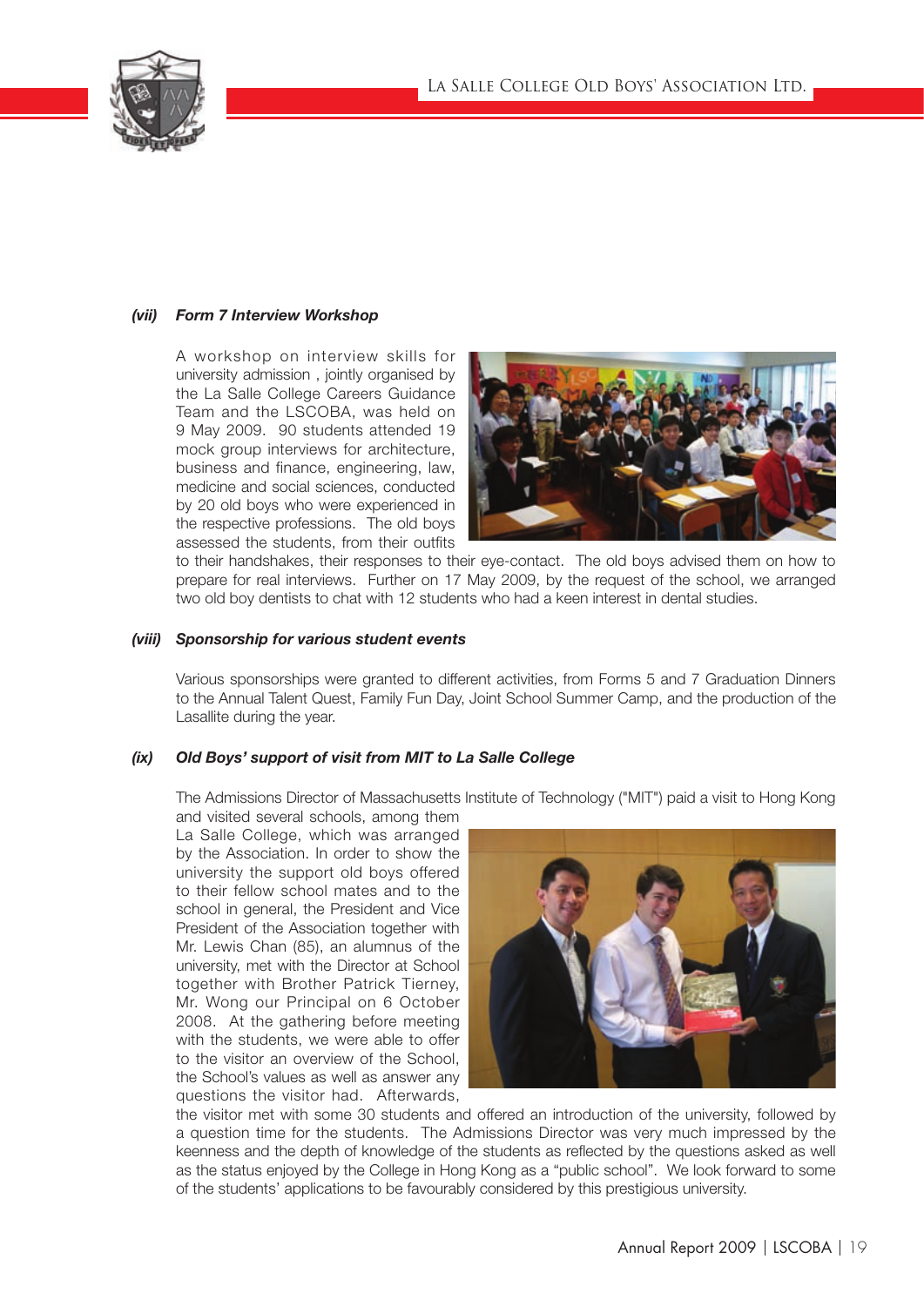### (vii) *Form 7 Interview Workshop*

A workshop on interview skills for university admission , jointly organised by the La Salle College Careers Guidance Team and the LSCOBA, was held on 9 May 2009. 90 students attended 19 mock group interviews for architecture, business and finance, engineering, law, medicine and social sciences, conducted by 20 old boys who were experienced in the respective professions. The old boys assessed the students, from their outfits to their handshakes, their responses to their eye-contact. The old boys advised them on how to prepare for real interviews. Further on 17 May 2009, by the request of the school, we arranged two old boy dentists to chat with 12 students who had a keen interest in dental studies.

### (viii) *Sponsorship for various student events*

Various sponsorships were granted to different activities, from Forms 5 and 7 Graduation Dinners to the Annual Talent Quest, Family Fun Day, Joint School Summer Camp, and the production of the Lasallite during the year.

### (ix) *Old Boys' support of visit from MIT to La Salle College*

The Admissions Director of Massachusetts Institute of Technology ("MIT") paid a visit to Hong Kong and visited several schools, among them La Salle College, which was arranged by the Association. In order to show the university the support old boys offered to their fellow school mates and to the school in general, the President and Vice President of the Association together with Mr. Lewis Chan (85), an alumnus of the university, met with the Director at School together with Brother Patrick Tierney, Mr. Wong our Principal on 6 October 2008. At the gathering before meeting with the students, we were able to offer to the visitor an overview of the School, the School's values as well as answer any questions the visitor had. Afterwards, the visitor met with some 30 students and offered an introduction of the university, followed by a question time for the students. The Admissions Director was very much impressed by the keenness and the depth of knowledge of the students as reflected by the questions asked as well as the status enjoyed by the College in Hong Kong as a "public school". We look forward to some of the students' applications to be favourably considered by this prestigious university.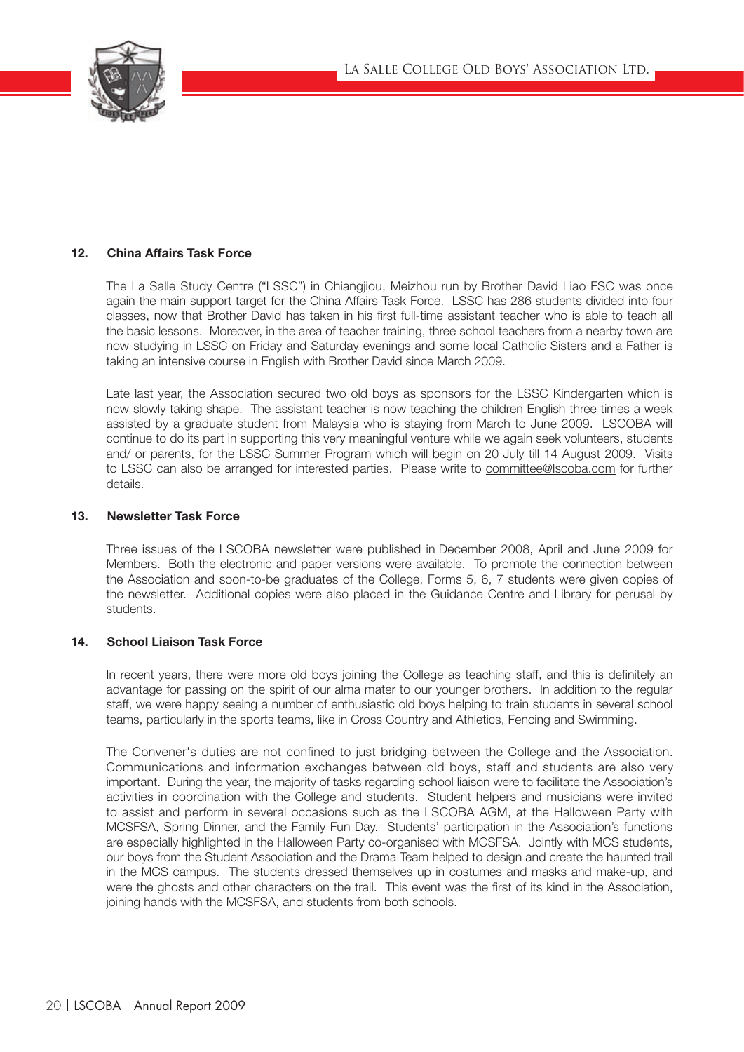## 12. China Affairs Task Force

The La Salle Study Centre ("LSSC") in Chiangjiou, Meizhou run by Brother David Liao FSC was once again the main support target for the China Affairs Task Force. LSSC has 286 students divided into four classes, now that Brother David has taken in his first full-time assistant teacher who is able to teach all the basic lessons. Moreover, in the area of teacher training, three school teachers from a nearby town are now studying in LSSC on Friday and Saturday evenings and some local Catholic Sisters and a Father is taking an intensive course in English with Brother David since March 2009.

Late last year, the Association secured two old boys as sponsors for the LSSC Kindergarten which is now slowly taking shape. The assistant teacher is now teaching the children English three times a week assisted by a graduate student from Malaysia who is staying from March to June 2009. LSCOBA will continue to do its part in supporting this very meaningful venture while we again seek volunteers, students and/ or parents, for the LSSC Summer Program which will begin on 20 July till 14 August 2009. Visits to LSSC can also be arranged for interested parties. Please write to committee@lscoba.com for further details.

## 13. Newsletter Task Force

Three issues of the LSCOBA newsletter were published in December 2008, April and June 2009 for Members. Both the electronic and paper versions were available. To promote the connection between the Association and soon-to-be graduates of the College, Forms 5, 6, 7 students were given copies of the newsletter. Additional copies were also placed in the Guidance Centre and Library for perusal by students.

## 14. School Liaison Task Force

In recent years, there were more old boys joining the College as teaching staff, and this is definitely an advantage for passing on the spirit of our alma mater to our younger brothers. In addition to the regular staff, we were happy seeing a number of enthusiastic old boys helping to train students in several school teams, particularly in the sports teams, like in Cross Country and Athletics, Fencing and Swimming.

The Convener's duties are not confined to just bridging between the College and the Association. Communications and information exchanges between old boys, staff and students are also very important. During the year, the majority of tasks regarding school liaison were to facilitate the Association's activities in coordination with the College and students. Student helpers and musicians were invited to assist and perform in several occasions such as the LSCOBA AGM, at the Halloween Party with MCSFSA, Spring Dinner, and the Family Fun Day. Students' participation in the Association's functions are especially highlighted in the Halloween Party co-organised with MCSFSA. Jointly with MCS students, our boys from the Student Association and the Drama Team helped to design and create the haunted trail in the MCS campus. The students dressed themselves up in costumes and masks and make-up, and were the ghosts and other characters on the trail. This event was the first of its kind in the Association, joining hands with the MCSFSA, and students from both schools.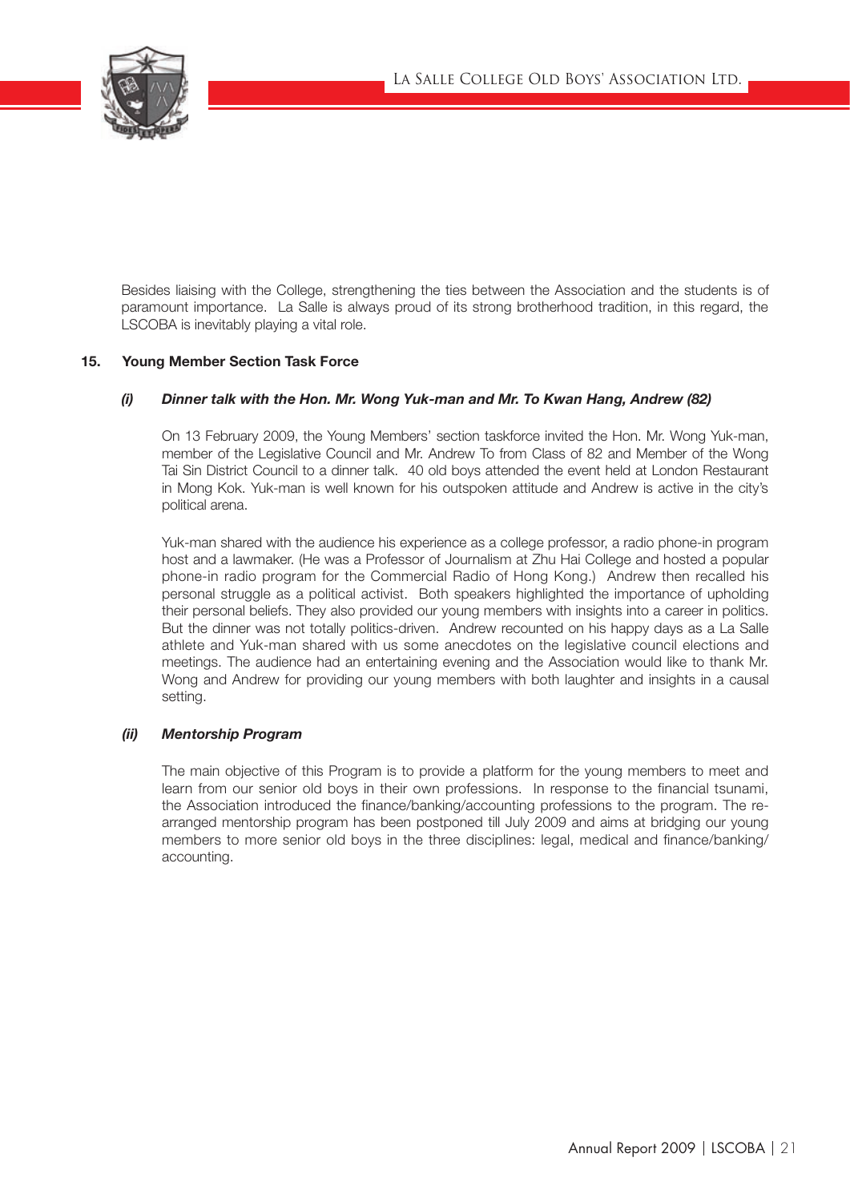Besides liaising with the College, strengthening the ties between the Association and the students is of paramount importance. La Salle is always proud of its strong brotherhood tradition, in this regard, the LSCOBA is inevitably playing a vital role.

## 15. Young Member Section Task Force

### *(i) Dinner talk with the Hon. Mr. Wong Yuk-man and Mr. To Kwan Hang, Andrew (82)*

On 13 February 2009, the Young Members' section taskforce invited the Hon. Mr. Wong Yuk-man, member of the Legislative Council and Mr. Andrew To from Class of 82 and Member of the Wong Tai Sin District Council to a dinner talk. 40 old boys attended the event held at London Restaurant in Mong Kok. Yuk-man is well known for his outspoken attitude and Andrew is active in the city's political arena.

Yuk-man shared with the audience his experience as a college professor, a radio phone-in program host and a lawmaker. (He was a Professor of Journalism at Zhu Hai College and hosted a popular phone-in radio program for the Commercial Radio of Hong Kong.) Andrew then recalled his personal struggle as a political activist. Both speakers highlighted the importance of upholding their personal beliefs. They also provided our young members with insights into a career in politics. But the dinner was not totally politics-driven. Andrew recounted on his happy days as a La Salle athlete and Yuk-man shared with us some anecdotes on the legislative council elections and meetings. The audience had an entertaining evening and the Association would like to thank Mr. Wong and Andrew for providing our young members with both laughter and insights in a causal setting.

### *(ii) Mentorship Program*

The main objective of this Program is to provide a platform for the young members to meet and learn from our senior old boys in their own professions. In response to the financial tsunami, the Association introduced the finance/banking/accounting professions to the program. The re-arranged mentorship program has been postponed till July 2009 and aims at bridging our young members to more senior old boys in the three disciplines: legal, medical and finance/banking/accounting.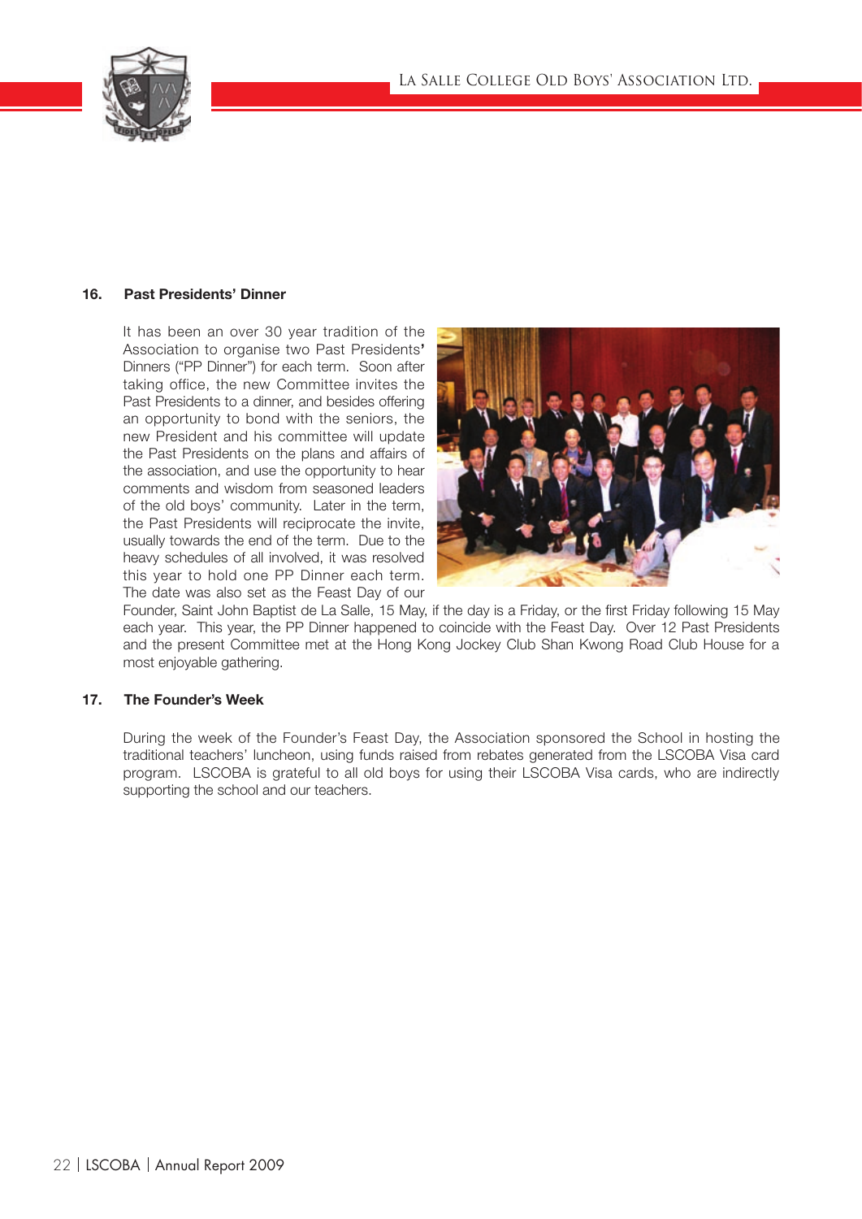## 16. Past Presidents' Dinner

It has been an over 30 year tradition of the Association to organise two Past Presidents' Dinners ("PP Dinner") for each term. Soon after taking office, the new Committee invites the Past Presidents to a dinner, and besides offering an opportunity to bond with the seniors, the new President and his committee will update the Past Presidents on the plans and affairs of the association, and use the opportunity to hear comments and wisdom from seasoned leaders of the old boys' community. Later in the term, the Past Presidents will reciprocate the invite, usually towards the end of the term. Due to the heavy schedules of all involved, it was resolved this year to hold one PP Dinner each term. The date was also set as the Feast Day of our Founder, Saint John Baptist de La Salle, 15 May, if the day is a Friday, or the first Friday following 15 May each year. This year, the PP Dinner happened to coincide with the Feast Day. Over 12 Past Presidents and the present Committee met at the Hong Kong Jockey Club Shan Kwong Road Club House for a most enjoyable gathering.

## 17. The Founder's Week

During the week of the Founder's Feast Day, the Association sponsored the School in hosting the traditional teachers' luncheon, using funds raised from rebates generated from the LSCOBA Visa card program. LSCOBA is grateful to all old boys for using their LSCOBA Visa cards, who are indirectly supporting the school and our teachers.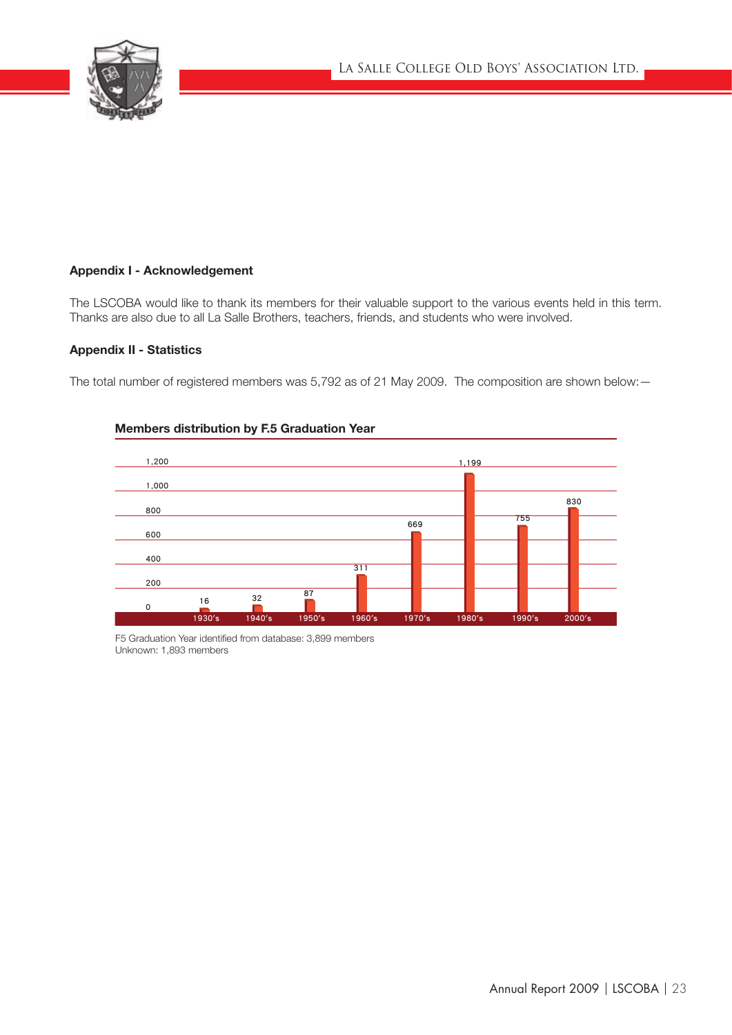**Appendix I - Acknowledgement**

The LSCOBA would like to thank its members for their valuable support to the various events held in this term. Thanks are also due to all La Salle Brothers, teachers, friends, and students who were involved.

**Appendix II - Statistics**

The total number of registered members was 5,792 as of 21 May 2009. The composition are shown below:—

**Members distribution by F.5 Graduation Year**

| F.5 Graduation Year | Members |
|---|---|
| 1930's | 16 |
| 1940's | 32 |
| 1950's | 87 |
| 1960's | 311 |
| 1970's | 669 |
| 1980's | 1,199 |
| 1990's | 755 |
| 2000's | 830 |

F5 Graduation Year identified from database: 3,899 members
Unknown: 1,893 members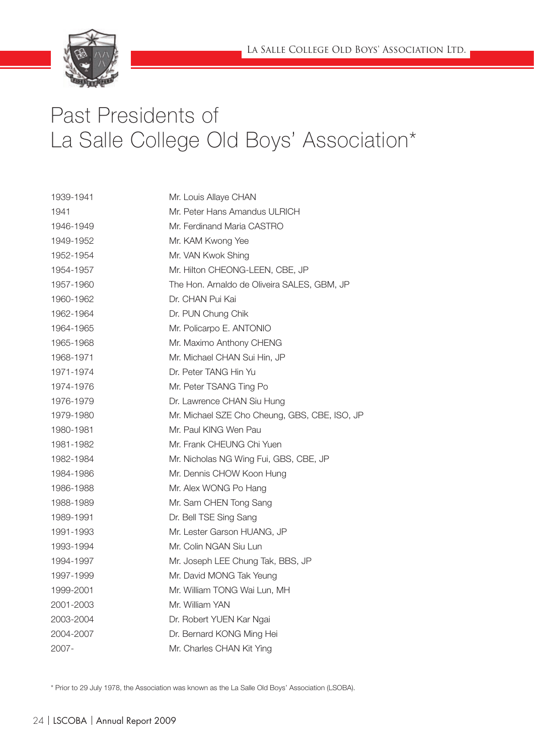# Past Presidents of La Salle College Old Boys' Association*

| | |
|---|---|
| 1939-1941 | Mr. Louis Allaye CHAN |
| 1941 | Mr. Peter Hans Amandus ULRICH |
| 1946-1949 | Mr. Ferdinand Maria CASTRO |
| 1949-1952 | Mr. KAM Kwong Yee |
| 1952-1954 | Mr. VAN Kwok Shing |
| 1954-1957 | Mr. Hilton CHEONG-LEEN, CBE, JP |
| 1957-1960 | The Hon. Arnaldo de Oliveira SALES, GBM, JP |
| 1960-1962 | Dr. CHAN Pui Kai |
| 1962-1964 | Dr. PUN Chung Chik |
| 1964-1965 | Mr. Policarpo E. ANTONIO |
| 1965-1968 | Mr. Maximo Anthony CHENG |
| 1968-1971 | Mr. Michael CHAN Sui Hin, JP |
| 1971-1974 | Dr. Peter TANG Hin Yu |
| 1974-1976 | Mr. Peter TSANG Ting Po |
| 1976-1979 | Dr. Lawrence CHAN Siu Hung |
| 1979-1980 | Mr. Michael SZE Cho Cheung, GBS, CBE, ISO, JP |
| 1980-1981 | Mr. Paul KING Wen Pau |
| 1981-1982 | Mr. Frank CHEUNG Chi Yuen |
| 1982-1984 | Mr. Nicholas NG Wing Fui, GBS, CBE, JP |
| 1984-1986 | Mr. Dennis CHOW Koon Hung |
| 1986-1988 | Mr. Alex WONG Po Hang |
| 1988-1989 | Mr. Sam CHEN Tong Sang |
| 1989-1991 | Dr. Bell TSE Sing Sang |
| 1991-1993 | Mr. Lester Garson HUANG, JP |
| 1993-1994 | Mr. Colin NGAN Siu Lun |
| 1994-1997 | Mr. Joseph LEE Chung Tak, BBS, JP |
| 1997-1999 | Mr. David MONG Tak Yeung |
| 1999-2001 | Mr. William TONG Wai Lun, MH |
| 2001-2003 | Mr. William YAN |
| 2003-2004 | Dr. Robert YUEN Kar Ngai |
| 2004-2007 | Dr. Bernard KONG Ming Hei |
| 2007- | Mr. Charles CHAN Kit Ying |

* Prior to 29 July 1978, the Association was known as the La Salle Old Boys' Association (LSOBA).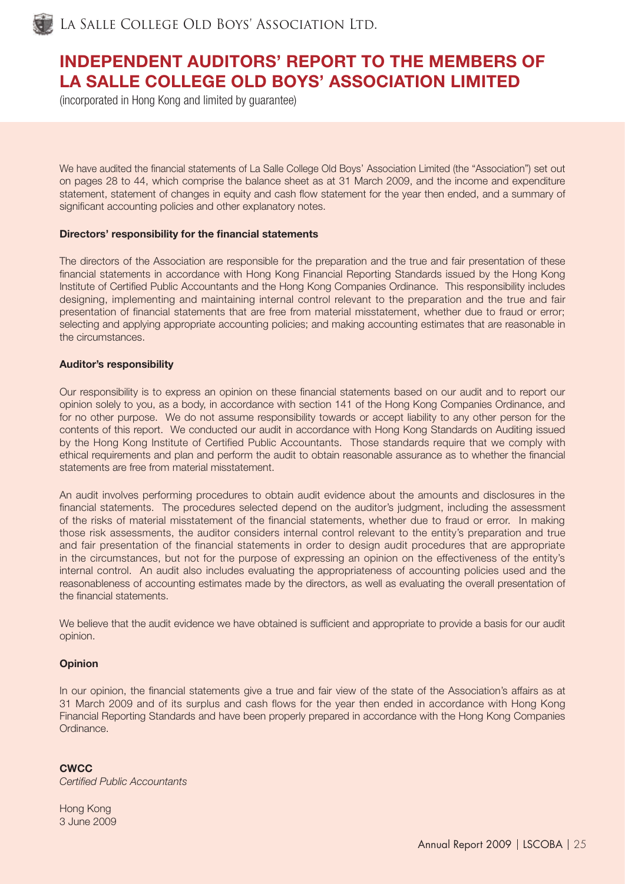# INDEPENDENT AUDITORS' REPORT TO THE MEMBERS OF LA SALLE COLLEGE OLD BOYS' ASSOCIATION LIMITED

(incorporated in Hong Kong and limited by guarantee)

We have audited the financial statements of La Salle College Old Boys' Association Limited (the "Association") set out on pages 28 to 44, which comprise the balance sheet as at 31 March 2009, and the income and expenditure statement, statement of changes in equity and cash flow statement for the year then ended, and a summary of significant accounting policies and other explanatory notes.

**Directors' responsibility for the financial statements**

The directors of the Association are responsible for the preparation and the true and fair presentation of these financial statements in accordance with Hong Kong Financial Reporting Standards issued by the Hong Kong Institute of Certified Public Accountants and the Hong Kong Companies Ordinance. This responsibility includes designing, implementing and maintaining internal control relevant to the preparation and the true and fair presentation of financial statements that are free from material misstatement, whether due to fraud or error; selecting and applying appropriate accounting policies; and making accounting estimates that are reasonable in the circumstances.

**Auditor's responsibility**

Our responsibility is to express an opinion on these financial statements based on our audit and to report our opinion solely to you, as a body, in accordance with section 141 of the Hong Kong Companies Ordinance, and for no other purpose. We do not assume responsibility towards or accept liability to any other person for the contents of this report. We conducted our audit in accordance with Hong Kong Standards on Auditing issued by the Hong Kong Institute of Certified Public Accountants. Those standards require that we comply with ethical requirements and plan and perform the audit to obtain reasonable assurance as to whether the financial statements are free from material misstatement.

An audit involves performing procedures to obtain audit evidence about the amounts and disclosures in the financial statements. The procedures selected depend on the auditor's judgment, including the assessment of the risks of material misstatement of the financial statements, whether due to fraud or error. In making those risk assessments, the auditor considers internal control relevant to the entity's preparation and true and fair presentation of the financial statements in order to design audit procedures that are appropriate in the circumstances, but not for the purpose of expressing an opinion on the effectiveness of the entity's internal control. An audit also includes evaluating the appropriateness of accounting policies used and the reasonableness of accounting estimates made by the directors, as well as evaluating the overall presentation of the financial statements.

We believe that the audit evidence we have obtained is sufficient and appropriate to provide a basis for our audit opinion.

**Opinion**

In our opinion, the financial statements give a true and fair view of the state of the Association's affairs as at 31 March 2009 and of its surplus and cash flows for the year then ended in accordance with Hong Kong Financial Reporting Standards and have been properly prepared in accordance with the Hong Kong Companies Ordinance.

**CWCC**
*Certified Public Accountants*

Hong Kong
3 June 2009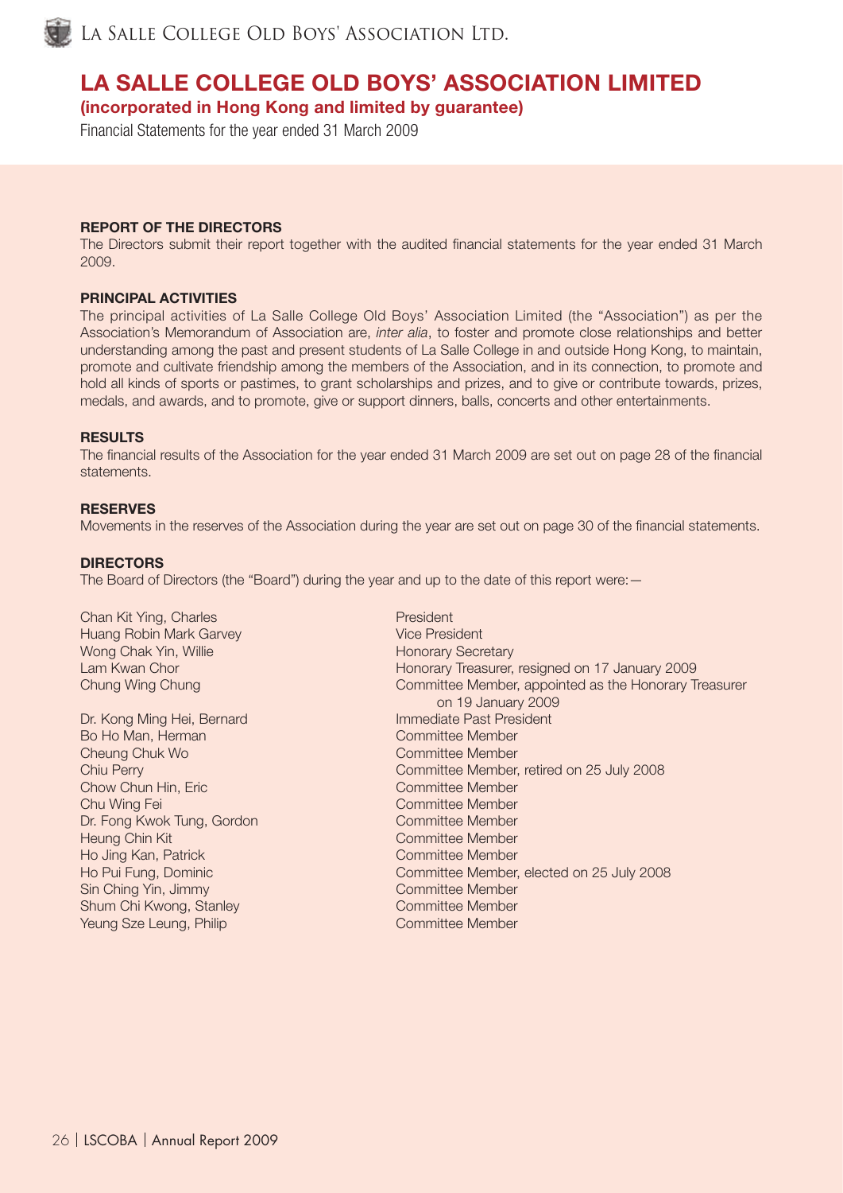# LA SALLE COLLEGE OLD BOYS' ASSOCIATION LIMITED

**(incorporated in Hong Kong and limited by guarantee)**

Financial Statements for the year ended 31 March 2009

## REPORT OF THE DIRECTORS

The Directors submit their report together with the audited financial statements for the year ended 31 March 2009.

## PRINCIPAL ACTIVITIES

The principal activities of La Salle College Old Boys' Association Limited (the "Association") as per the Association's Memorandum of Association are, *inter alia*, to foster and promote close relationships and better understanding among the past and present students of La Salle College in and outside Hong Kong, to maintain, promote and cultivate friendship among the members of the Association, and in its connection, to promote and hold all kinds of sports or pastimes, to grant scholarships and prizes, and to give or contribute towards, prizes, medals, and awards, and to promote, give or support dinners, balls, concerts and other entertainments.

## RESULTS

The financial results of the Association for the year ended 31 March 2009 are set out on page 28 of the financial statements.

## RESERVES

Movements in the reserves of the Association during the year are set out on page 30 of the financial statements.

## DIRECTORS

The Board of Directors (the "Board") during the year and up to the date of this report were:—

| | |
|---|---|
| Chan Kit Ying, Charles | President |
| Huang Robin Mark Garvey | Vice President |
| Wong Chak Yin, Willie | Honorary Secretary |
| Lam Kwan Chor | Honorary Treasurer, resigned on 17 January 2009 |
| Chung Wing Chung | Committee Member, appointed as the Honorary Treasurer on 19 January 2009 |
| Dr. Kong Ming Hei, Bernard | Immediate Past President |
| Bo Ho Man, Herman | Committee Member |
| Cheung Chuk Wo | Committee Member |
| Chiu Perry | Committee Member, retired on 25 July 2008 |
| Chow Chun Hin, Eric | Committee Member |
| Chu Wing Fei | Committee Member |
| Dr. Fong Kwok Tung, Gordon | Committee Member |
| Heung Chin Kit | Committee Member |
| Ho Jing Kan, Patrick | Committee Member |
| Ho Pui Fung, Dominic | Committee Member, elected on 25 July 2008 |
| Sin Ching Yin, Jimmy | Committee Member |
| Shum Chi Kwong, Stanley | Committee Member |
| Yeung Sze Leung, Philip | Committee Member |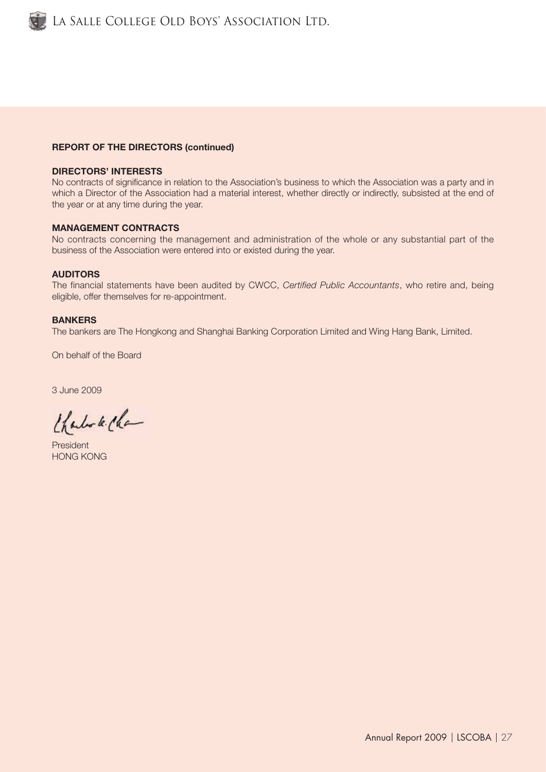## REPORT OF THE DIRECTORS (continued)

### DIRECTORS' INTERESTS

No contracts of significance in relation to the Association's business to which the Association was a party and in which a Director of the Association had a material interest, whether directly or indirectly, subsisted at the end of the year or at any time during the year.

### MANAGEMENT CONTRACTS

No contracts concerning the management and administration of the whole or any substantial part of the business of the Association were entered into or existed during the year.

### AUDITORS

The financial statements have been audited by CWCC, *Certified Public Accountants*, who retire and, being eligible, offer themselves for re-appointment.

### BANKERS

The bankers are The Hongkong and Shanghai Banking Corporation Limited and Wing Hang Bank, Limited.

On behalf of the Board

3 June 2009

President
HONG KONG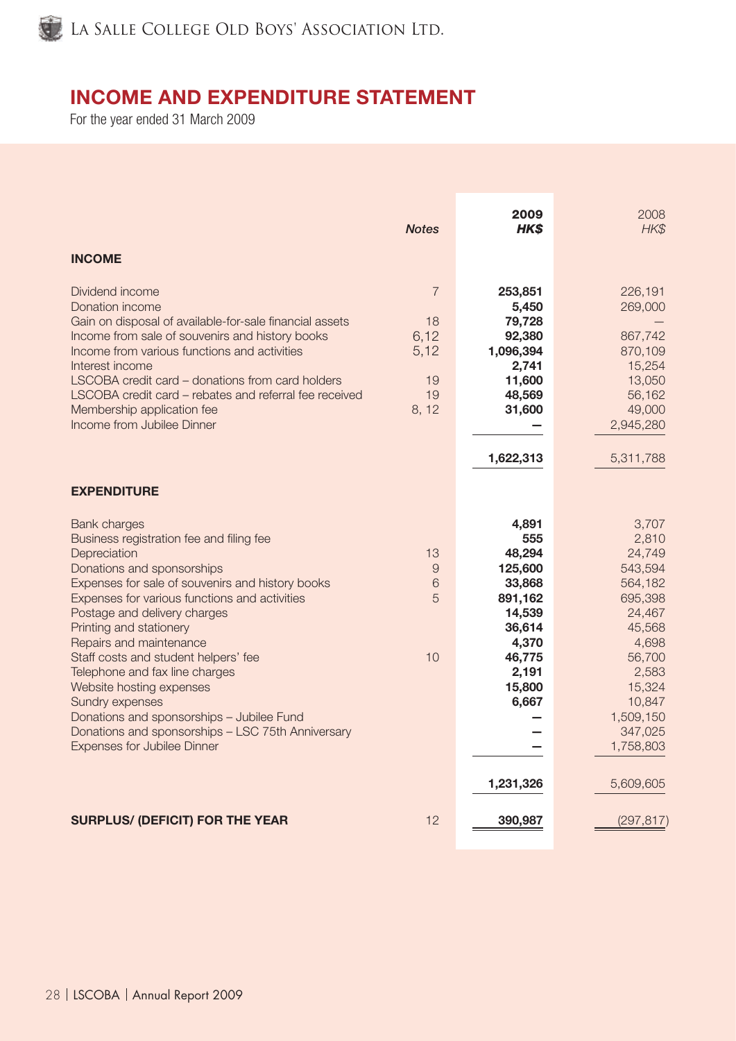# INCOME AND EXPENDITURE STATEMENT

For the year ended 31 March 2009

| | *Notes* | **2009** ***HK$*** | 2008 *HK$* |
|---|---|---|---|
| **INCOME** | | | |
| Dividend income | 7 | **253,851** | 226,191 |
| Donation income | | **5,450** | 269,000 |
| Gain on disposal of available-for-sale financial assets | 18 | **79,728** | — |
| Income from sale of souvenirs and history books | 6,12 | **92,380** | 867,742 |
| Income from various functions and activities | 5,12 | **1,096,394** | 870,109 |
| Interest income | | **2,741** | 15,254 |
| LSCOBA credit card – donations from card holders | 19 | **11,600** | 13,050 |
| LSCOBA credit card – rebates and referral fee received | 19 | **48,569** | 56,162 |
| Membership application fee | 8, 12 | **31,600** | 49,000 |
| Income from Jubilee Dinner | | **—** | 2,945,280 |
| | | **1,622,313** | 5,311,788 |
| **EXPENDITURE** | | | |
| Bank charges | | **4,891** | 3,707 |
| Business registration fee and filing fee | | **555** | 2,810 |
| Depreciation | 13 | **48,294** | 24,749 |
| Donations and sponsorships | 9 | **125,600** | 543,594 |
| Expenses for sale of souvenirs and history books | 6 | **33,868** | 564,182 |
| Expenses for various functions and activities | 5 | **891,162** | 695,398 |
| Postage and delivery charges | | **14,539** | 24,467 |
| Printing and stationery | | **36,614** | 45,568 |
| Repairs and maintenance | | **4,370** | 4,698 |
| Staff costs and student helpers' fee | 10 | **46,775** | 56,700 |
| Telephone and fax line charges | | **2,191** | 2,583 |
| Website hosting expenses | | **15,800** | 15,324 |
| Sundry expenses | | **6,667** | 10,847 |
| Donations and sponsorships – Jubilee Fund | | **—** | 1,509,150 |
| Donations and sponsorships – LSC 75th Anniversary | | **—** | 347,025 |
| Expenses for Jubilee Dinner | | **—** | 1,758,803 |
| | | **1,231,326** | 5,609,605 |
| **SURPLUS/ (DEFICIT) FOR THE YEAR** | 12 | **390,987** | (297,817) |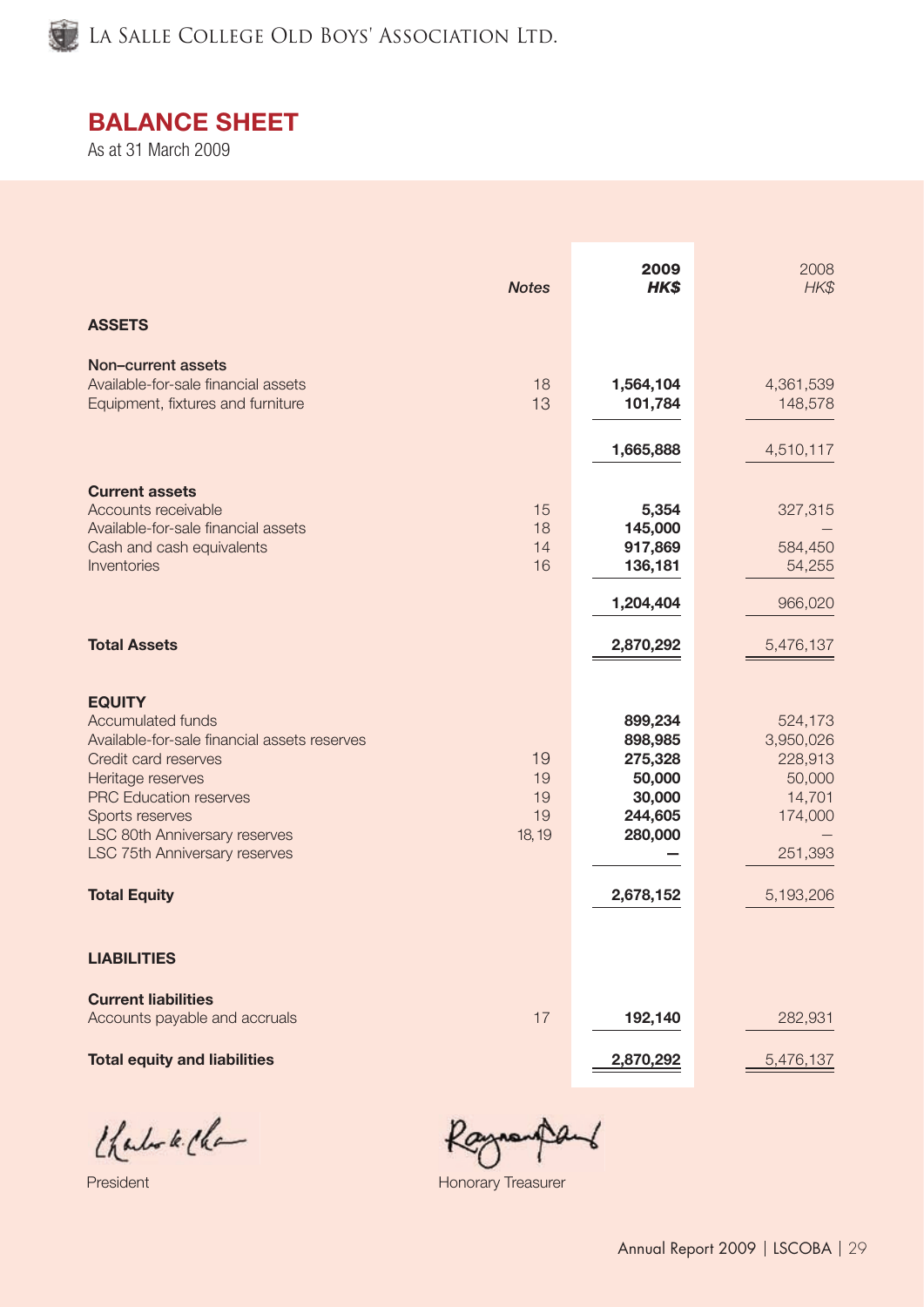## BALANCE SHEET

As at 31 March 2009

| | Notes | 2009 HK$ | 2008 HK$ |
|---|---|---|---|
| **ASSETS** | | | |
| **Non–current assets** | | | |
| Available-for-sale financial assets | 18 | **1,564,104** | 4,361,539 |
| Equipment, fixtures and furniture | 13 | **101,784** | 148,578 |
| | | **1,665,888** | 4,510,117 |
| **Current assets** | | | |
| Accounts receivable | 15 | **5,354** | 327,315 |
| Available-for-sale financial assets | 18 | **145,000** | — |
| Cash and cash equivalents | 14 | **917,869** | 584,450 |
| Inventories | 16 | **136,181** | 54,255 |
| | | **1,204,404** | 966,020 |
| **Total Assets** | | **2,870,292** | 5,476,137 |
| **EQUITY** | | | |
| Accumulated funds | | **899,234** | 524,173 |
| Available-for-sale financial assets reserves | | **898,985** | 3,950,026 |
| Credit card reserves | 19 | **275,328** | 228,913 |
| Heritage reserves | 19 | **50,000** | 50,000 |
| PRC Education reserves | 19 | **30,000** | 14,701 |
| Sports reserves | 19 | **244,605** | 174,000 |
| LSC 80th Anniversary reserves | 18, 19 | **280,000** | — |
| LSC 75th Anniversary reserves | | **—** | 251,393 |
| **Total Equity** | | **2,678,152** | 5,193,206 |
| **LIABILITIES** | | | |
| **Current liabilities** | | | |
| Accounts payable and accruals | 17 | **192,140** | 282,931 |
| **Total equity and liabilities** | | **2,870,292** | 5,476,137 |

President

Honorary Treasurer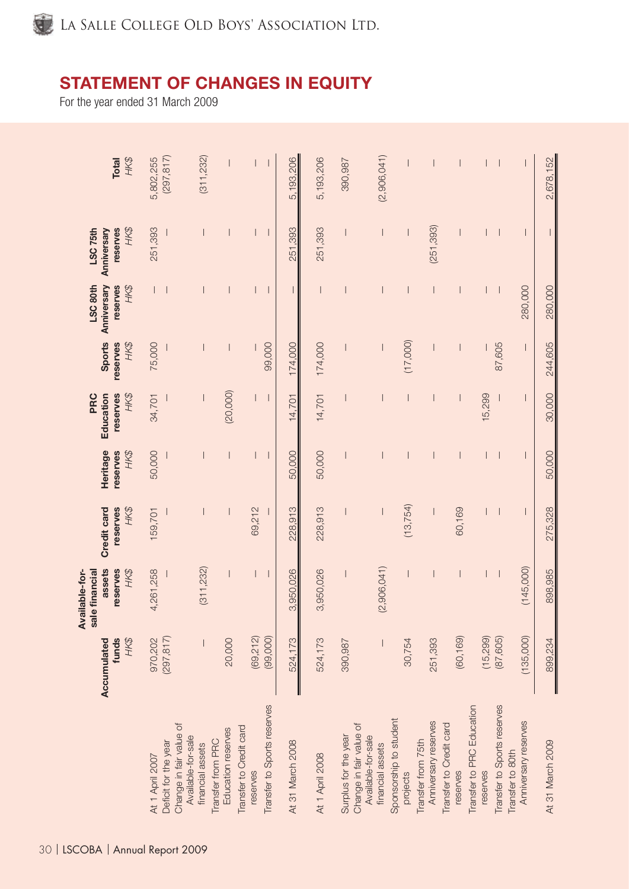# STATEMENT OF CHANGES IN EQUITY

For the year ended 31 March 2009

| | Accumulated funds | Available-for-sale financial assets reserves | Credit card reserves | Heritage reserves | PRC Education reserves | Sports reserves | LSC 80th Anniversary reserves | LSC 75th Anniversary reserves | Total |
|---|---|---|---|---|---|---|---|---|---|
| | HK$ | HK$ | HK$ | HK$ | HK$ | HK$ | HK$ | HK$ | HK$ |
| At 1 April 2007 | 970,202 | 4,261,258 | 159,701 | 50,000 | 34,701 | 75,000 | – | 251,393 | 5,802,255 |
| Deficit for the year | (297,817) | – | – | – | – | – | – | – | (297,817) |
| Change in fair value of Available-for-sale financial assets | – | (311,232) | – | – | – | – | – | – | (311,232) |
| Transfer from PRC Education reserves | 20,000 | – | – | – | (20,000) | – | – | – | – |
| Transfer to Credit card reserves | (69,212) | – | 69,212 | – | – | – | – | – | – |
| Transfer to Sports reserves | (99,000) | – | – | – | – | 99,000 | – | – | – |
| At 31 March 2008 | 524,173 | 3,950,026 | 228,913 | 50,000 | 14,701 | 174,000 | – | 251,393 | 5,193,206 |
| At 1 April 2008 | 524,173 | 3,950,026 | 228,913 | 50,000 | 14,701 | 174,000 | – | 251,393 | 5,193,206 |
| Surplus for the year | 390,987 | – | – | – | – | – | – | – | 390,987 |
| Change in fair value of Available-for-sale financial assets | – | (2,906,041) | – | – | – | – | – | – | (2,906,041) |
| Sponsorship to student projects | 30,754 | – | (13,754) | – | – | (17,000) | – | – | – |
| Transfer from 75th Anniversary reserves | 251,393 | – | – | – | – | – | – | (251,393) | – |
| Transfer to Credit card reserves | (60,169) | – | 60,169 | – | – | – | – | – | – |
| Transfer to PRC Education reserves | (15,299) | – | – | – | 15,299 | – | – | – | – |
| Transfer to Sports reserves | (87,605) | – | – | – | – | 87,605 | – | – | – |
| Transfer to 80th Anniversary reserves | (135,000) | (145,000) | – | – | – | – | 280,000 | – | – |
| At 31 March 2009 | 899,234 | 898,985 | 275,328 | 50,000 | 30,000 | 244,605 | 280,000 | – | 2,678,152 |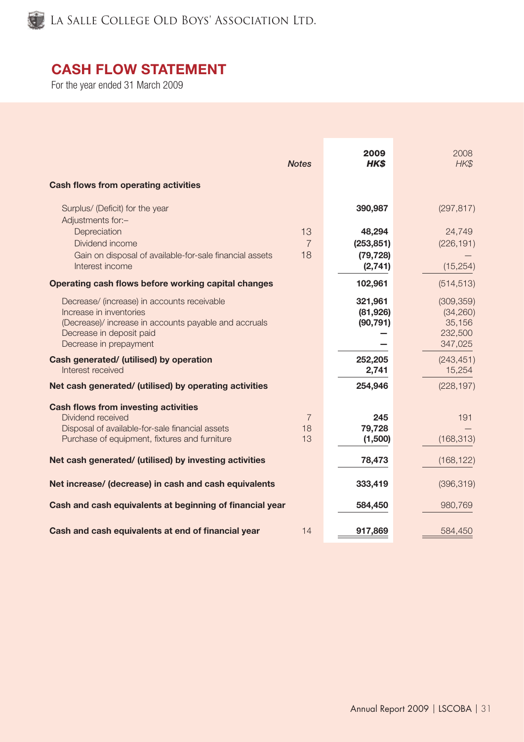# CASH FLOW STATEMENT

For the year ended 31 March 2009

| | Notes | 2009 HK$ | 2008 HK$ |
|---|---|---|---|
| **Cash flows from operating activities** | | | |
| Surplus/ (Deficit) for the year | | **390,987** | (297,817) |
| Adjustments for:– | | | |
| Depreciation | 13 | **48,294** | 24,749 |
| Dividend income | 7 | **(253,851)** | (226,191) |
| Gain on disposal of available-for-sale financial assets | 18 | **(79,728)** | — |
| Interest income | | **(2,741)** | (15,254) |
| **Operating cash flows before working capital changes** | | **102,961** | (514,513) |
| Decrease/ (increase) in accounts receivable | | **321,961** | (309,359) |
| Increase in inventories | | **(81,926)** | (34,260) |
| (Decrease)/ increase in accounts payable and accruals | | **(90,791)** | 35,156 |
| Decrease in deposit paid | | **—** | 232,500 |
| Decrease in prepayment | | **—** | 347,025 |
| **Cash generated/ (utilised) by operation** | | **252,205** | (243,451) |
| Interest received | | **2,741** | 15,254 |
| **Net cash generated/ (utilised) by operating activities** | | **254,946** | (228,197) |
| **Cash flows from investing activities** | | | |
| Dividend received | 7 | **245** | 191 |
| Disposal of available-for-sale financial assets | 18 | **79,728** | — |
| Purchase of equipment, fixtures and furniture | 13 | **(1,500)** | (168,313) |
| **Net cash generated/ (utilised) by investing activities** | | **78,473** | (168,122) |
| **Net increase/ (decrease) in cash and cash equivalents** | | **333,419** | (396,319) |
| **Cash and cash equivalents at beginning of financial year** | | **584,450** | 980,769 |
| **Cash and cash equivalents at end of financial year** | 14 | **917,869** | 584,450 |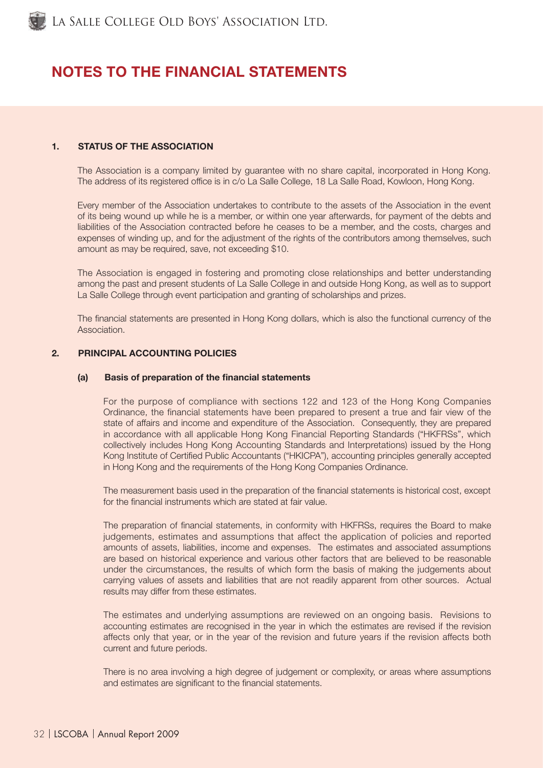# NOTES TO THE FINANCIAL STATEMENTS

## 1. STATUS OF THE ASSOCIATION

The Association is a company limited by guarantee with no share capital, incorporated in Hong Kong. The address of its registered office is in c/o La Salle College, 18 La Salle Road, Kowloon, Hong Kong.

Every member of the Association undertakes to contribute to the assets of the Association in the event of its being wound up while he is a member, or within one year afterwards, for payment of the debts and liabilities of the Association contracted before he ceases to be a member, and the costs, charges and expenses of winding up, and for the adjustment of the rights of the contributors among themselves, such amount as may be required, save, not exceeding $10.

The Association is engaged in fostering and promoting close relationships and better understanding among the past and present students of La Salle College in and outside Hong Kong, as well as to support La Salle College through event participation and granting of scholarships and prizes.

The financial statements are presented in Hong Kong dollars, which is also the functional currency of the Association.

## 2. PRINCIPAL ACCOUNTING POLICIES

### (a) Basis of preparation of the financial statements

For the purpose of compliance with sections 122 and 123 of the Hong Kong Companies Ordinance, the financial statements have been prepared to present a true and fair view of the state of affairs and income and expenditure of the Association. Consequently, they are prepared in accordance with all applicable Hong Kong Financial Reporting Standards ("HKFRSs", which collectively includes Hong Kong Accounting Standards and Interpretations) issued by the Hong Kong Institute of Certified Public Accountants ("HKICPA"), accounting principles generally accepted in Hong Kong and the requirements of the Hong Kong Companies Ordinance.

The measurement basis used in the preparation of the financial statements is historical cost, except for the financial instruments which are stated at fair value.

The preparation of financial statements, in conformity with HKFRSs, requires the Board to make judgements, estimates and assumptions that affect the application of policies and reported amounts of assets, liabilities, income and expenses. The estimates and associated assumptions are based on historical experience and various other factors that are believed to be reasonable under the circumstances, the results of which form the basis of making the judgements about carrying values of assets and liabilities that are not readily apparent from other sources. Actual results may differ from these estimates.

The estimates and underlying assumptions are reviewed on an ongoing basis. Revisions to accounting estimates are recognised in the year in which the estimates are revised if the revision affects only that year, or in the year of the revision and future years if the revision affects both current and future periods.

There is no area involving a high degree of judgement or complexity, or areas where assumptions and estimates are significant to the financial statements.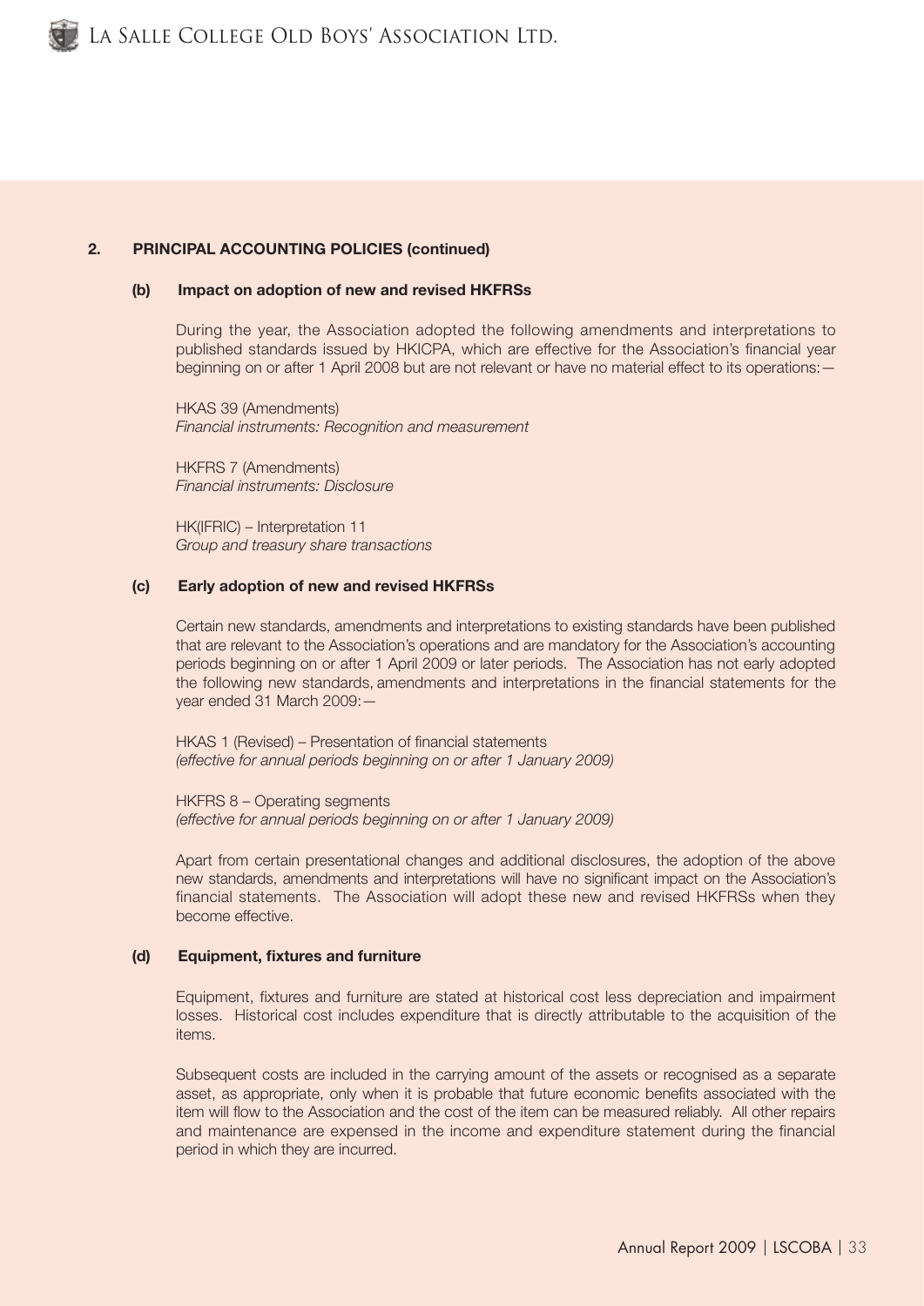## 2. PRINCIPAL ACCOUNTING POLICIES (continued)

### (b) Impact on adoption of new and revised HKFRSs

During the year, the Association adopted the following amendments and interpretations to published standards issued by HKICPA, which are effective for the Association's financial year beginning on or after 1 April 2008 but are not relevant or have no material effect to its operations:—

HKAS 39 (Amendments)
*Financial instruments: Recognition and measurement*

HKFRS 7 (Amendments)
*Financial instruments: Disclosure*

HK(IFRIC) – Interpretation 11
*Group and treasury share transactions*

### (c) Early adoption of new and revised HKFRSs

Certain new standards, amendments and interpretations to existing standards have been published that are relevant to the Association's operations and are mandatory for the Association's accounting periods beginning on or after 1 April 2009 or later periods. The Association has not early adopted the following new standards, amendments and interpretations in the financial statements for the year ended 31 March 2009:—

HKAS 1 (Revised) – Presentation of financial statements
*(effective for annual periods beginning on or after 1 January 2009)*

HKFRS 8 – Operating segments
*(effective for annual periods beginning on or after 1 January 2009)*

Apart from certain presentational changes and additional disclosures, the adoption of the above new standards, amendments and interpretations will have no significant impact on the Association's financial statements. The Association will adopt these new and revised HKFRSs when they become effective.

### (d) Equipment, fixtures and furniture

Equipment, fixtures and furniture are stated at historical cost less depreciation and impairment losses. Historical cost includes expenditure that is directly attributable to the acquisition of the items.

Subsequent costs are included in the carrying amount of the assets or recognised as a separate asset, as appropriate, only when it is probable that future economic benefits associated with the item will flow to the Association and the cost of the item can be measured reliably. All other repairs and maintenance are expensed in the income and expenditure statement during the financial period in which they are incurred.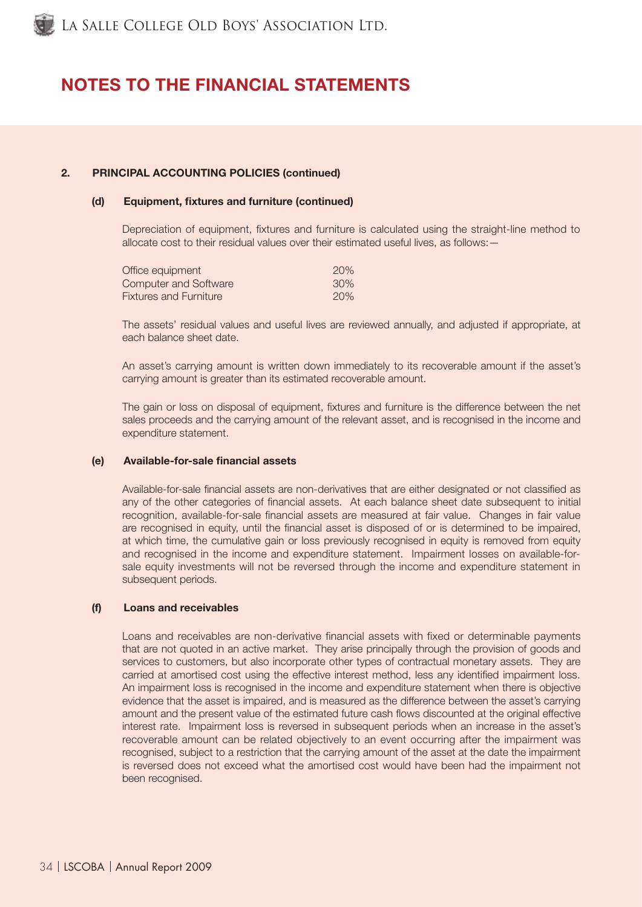# NOTES TO THE FINANCIAL STATEMENTS

## 2. PRINCIPAL ACCOUNTING POLICIES (continued)

### (d) Equipment, fixtures and furniture (continued)

Depreciation of equipment, fixtures and furniture is calculated using the straight-line method to allocate cost to their residual values over their estimated useful lives, as follows: —

| | |
|---|---|
| Office equipment | 20% |
| Computer and Software | 30% |
| Fixtures and Furniture | 20% |

The assets' residual values and useful lives are reviewed annually, and adjusted if appropriate, at each balance sheet date.

An asset's carrying amount is written down immediately to its recoverable amount if the asset's carrying amount is greater than its estimated recoverable amount.

The gain or loss on disposal of equipment, fixtures and furniture is the difference between the net sales proceeds and the carrying amount of the relevant asset, and is recognised in the income and expenditure statement.

### (e) Available-for-sale financial assets

Available-for-sale financial assets are non-derivatives that are either designated or not classified as any of the other categories of financial assets. At each balance sheet date subsequent to initial recognition, available-for-sale financial assets are measured at fair value. Changes in fair value are recognised in equity, until the financial asset is disposed of or is determined to be impaired, at which time, the cumulative gain or loss previously recognised in equity is removed from equity and recognised in the income and expenditure statement. Impairment losses on available-for-sale equity investments will not be reversed through the income and expenditure statement in subsequent periods.

### (f) Loans and receivables

Loans and receivables are non-derivative financial assets with fixed or determinable payments that are not quoted in an active market. They arise principally through the provision of goods and services to customers, but also incorporate other types of contractual monetary assets. They are carried at amortised cost using the effective interest method, less any identified impairment loss. An impairment loss is recognised in the income and expenditure statement when there is objective evidence that the asset is impaired, and is measured as the difference between the asset's carrying amount and the present value of the estimated future cash flows discounted at the original effective interest rate. Impairment loss is reversed in subsequent periods when an increase in the asset's recoverable amount can be related objectively to an event occurring after the impairment was recognised, subject to a restriction that the carrying amount of the asset at the date the impairment is reversed does not exceed what the amortised cost would have been had the impairment not been recognised.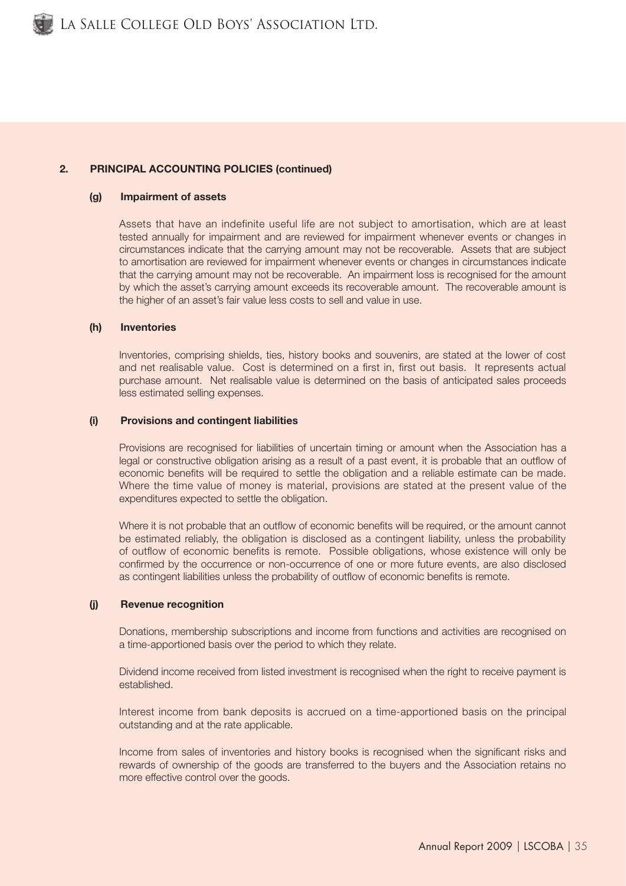## 2. PRINCIPAL ACCOUNTING POLICIES (continued)

### (g) Impairment of assets

Assets that have an indefinite useful life are not subject to amortisation, which are at least tested annually for impairment and are reviewed for impairment whenever events or changes in circumstances indicate that the carrying amount may not be recoverable. Assets that are subject to amortisation are reviewed for impairment whenever events or changes in circumstances indicate that the carrying amount may not be recoverable. An impairment loss is recognised for the amount by which the asset's carrying amount exceeds its recoverable amount. The recoverable amount is the higher of an asset's fair value less costs to sell and value in use.

### (h) Inventories

Inventories, comprising shields, ties, history books and souvenirs, are stated at the lower of cost and net realisable value. Cost is determined on a first in, first out basis. It represents actual purchase amount. Net realisable value is determined on the basis of anticipated sales proceeds less estimated selling expenses.

### (i) Provisions and contingent liabilities

Provisions are recognised for liabilities of uncertain timing or amount when the Association has a legal or constructive obligation arising as a result of a past event, it is probable that an outflow of economic benefits will be required to settle the obligation and a reliable estimate can be made. Where the time value of money is material, provisions are stated at the present value of the expenditures expected to settle the obligation.

Where it is not probable that an outflow of economic benefits will be required, or the amount cannot be estimated reliably, the obligation is disclosed as a contingent liability, unless the probability of outflow of economic benefits is remote. Possible obligations, whose existence will only be confirmed by the occurrence or non-occurrence of one or more future events, are also disclosed as contingent liabilities unless the probability of outflow of economic benefits is remote.

### (j) Revenue recognition

Donations, membership subscriptions and income from functions and activities are recognised on a time-apportioned basis over the period to which they relate.

Dividend income received from listed investment is recognised when the right to receive payment is established.

Interest income from bank deposits is accrued on a time-apportioned basis on the principal outstanding and at the rate applicable.

Income from sales of inventories and history books is recognised when the significant risks and rewards of ownership of the goods are transferred to the buyers and the Association retains no more effective control over the goods.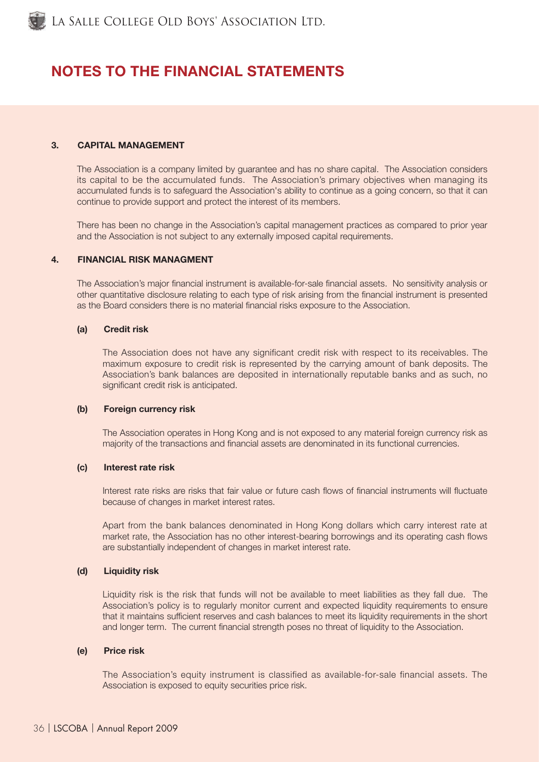# NOTES TO THE FINANCIAL STATEMENTS

### 3. CAPITAL MANAGEMENT

The Association is a company limited by guarantee and has no share capital. The Association considers its capital to be the accumulated funds. The Association's primary objectives when managing its accumulated funds is to safeguard the Association's ability to continue as a going concern, so that it can continue to provide support and protect the interest of its members.

There has been no change in the Association's capital management practices as compared to prior year and the Association is not subject to any externally imposed capital requirements.

### 4. FINANCIAL RISK MANAGMENT

The Association's major financial instrument is available-for-sale financial assets. No sensitivity analysis or other quantitative disclosure relating to each type of risk arising from the financial instrument is presented as the Board considers there is no material financial risks exposure to the Association.

#### (a) Credit risk

The Association does not have any significant credit risk with respect to its receivables. The maximum exposure to credit risk is represented by the carrying amount of bank deposits. The Association's bank balances are deposited in internationally reputable banks and as such, no significant credit risk is anticipated.

#### (b) Foreign currency risk

The Association operates in Hong Kong and is not exposed to any material foreign currency risk as majority of the transactions and financial assets are denominated in its functional currencies.

#### (c) Interest rate risk

Interest rate risks are risks that fair value or future cash flows of financial instruments will fluctuate because of changes in market interest rates.

Apart from the bank balances denominated in Hong Kong dollars which carry interest rate at market rate, the Association has no other interest-bearing borrowings and its operating cash flows are substantially independent of changes in market interest rate.

#### (d) Liquidity risk

Liquidity risk is the risk that funds will not be available to meet liabilities as they fall due. The Association's policy is to regularly monitor current and expected liquidity requirements to ensure that it maintains sufficient reserves and cash balances to meet its liquidity requirements in the short and longer term. The current financial strength poses no threat of liquidity to the Association.

#### (e) Price risk

The Association's equity instrument is classified as available-for-sale financial assets. The Association is exposed to equity securities price risk.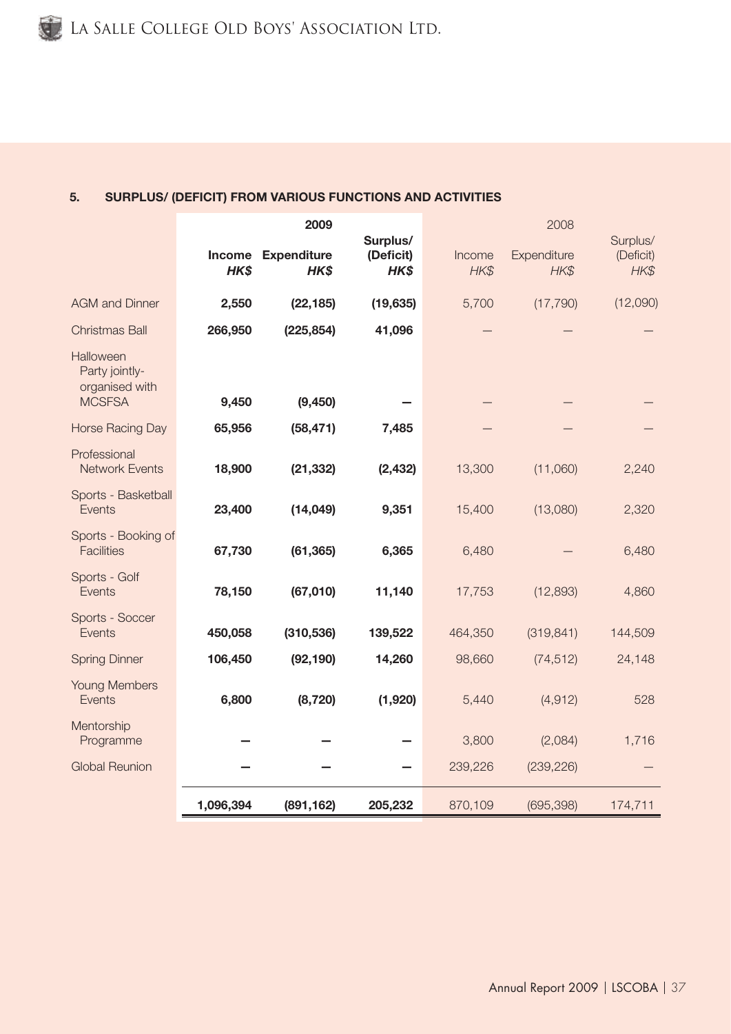### 5. SURPLUS/ (DEFICIT) FROM VARIOUS FUNCTIONS AND ACTIVITIES

| | 2009 | | | 2008 | | |
|---|---|---|---|---|---|---|
| | **Income** *HK$* | **Expenditure** *HK$* | **Surplus/ (Deficit)** *HK$* | Income *HK$* | Expenditure *HK$* | Surplus/ (Deficit) *HK$* |
| AGM and Dinner | **2,550** | **(22,185)** | **(19,635)** | 5,700 | (17,790) | (12,090) |
| Christmas Ball | **266,950** | **(225,854)** | **41,096** | – | – | – |
| Halloween Party jointly-organised with MCSFSA | **9,450** | **(9,450)** | **–** | – | – | – |
| Horse Racing Day | **65,956** | **(58,471)** | **7,485** | – | – | – |
| Professional Network Events | **18,900** | **(21,332)** | **(2,432)** | 13,300 | (11,060) | 2,240 |
| Sports - Basketball Events | **23,400** | **(14,049)** | **9,351** | 15,400 | (13,080) | 2,320 |
| Sports - Booking of Facilities | **67,730** | **(61,365)** | **6,365** | 6,480 | – | 6,480 |
| Sports - Golf Events | **78,150** | **(67,010)** | **11,140** | 17,753 | (12,893) | 4,860 |
| Sports - Soccer Events | **450,058** | **(310,536)** | **139,522** | 464,350 | (319,841) | 144,509 |
| Spring Dinner | **106,450** | **(92,190)** | **14,260** | 98,660 | (74,512) | 24,148 |
| Young Members Events | **6,800** | **(8,720)** | **(1,920)** | 5,440 | (4,912) | 528 |
| Mentorship Programme | **–** | **–** | **–** | 3,800 | (2,084) | 1,716 |
| Global Reunion | **–** | **–** | **–** | 239,226 | (239,226) | – |
| | **1,096,394** | **(891,162)** | **205,232** | 870,109 | (695,398) | 174,711 |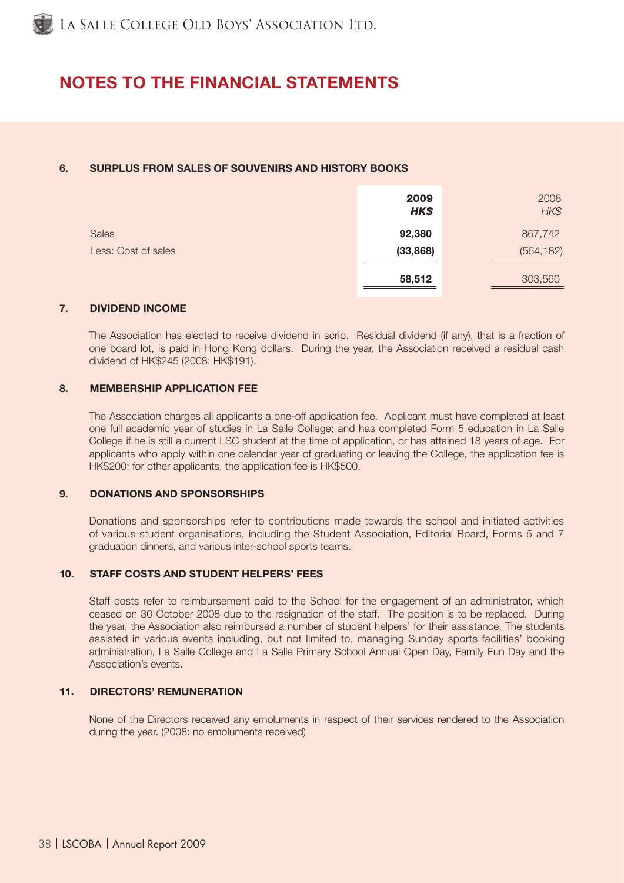# NOTES TO THE FINANCIAL STATEMENTS

## 6. SURPLUS FROM SALES OF SOUVENIRS AND HISTORY BOOKS

| | **2009** | 2008 |
|---|---|---|
| | ***HK$*** | *HK$* |
| Sales | **92,380** | 867,742 |
| Less: Cost of sales | **(33,868)** | (564,182) |
| | **58,512** | 303,560 |

## 7. DIVIDEND INCOME

The Association has elected to receive dividend in scrip. Residual dividend (if any), that is a fraction of one board lot, is paid in Hong Kong dollars. During the year, the Association received a residual cash dividend of HK$245 (2008: HK$191).

## 8. MEMBERSHIP APPLICATION FEE

The Association charges all applicants a one-off application fee. Applicant must have completed at least one full academic year of studies in La Salle College; and has completed Form 5 education in La Salle College if he is still a current LSC student at the time of application, or has attained 18 years of age. For applicants who apply within one calendar year of graduating or leaving the College, the application fee is HK$200; for other applicants, the application fee is HK$500.

## 9. DONATIONS AND SPONSORSHIPS

Donations and sponsorships refer to contributions made towards the school and initiated activities of various student organisations, including the Student Association, Editorial Board, Forms 5 and 7 graduation dinners, and various inter-school sports teams.

## 10. STAFF COSTS AND STUDENT HELPERS' FEES

Staff costs refer to reimbursement paid to the School for the engagement of an administrator, which ceased on 30 October 2008 due to the resignation of the staff. The position is to be replaced. During the year, the Association also reimbursed a number of student helpers' for their assistance. The students assisted in various events including, but not limited to, managing Sunday sports facilities' booking administration, La Salle College and La Salle Primary School Annual Open Day, Family Fun Day and the Association's events.

## 11. DIRECTORS' REMUNERATION

None of the Directors received any emoluments in respect of their services rendered to the Association during the year. (2008: no emoluments received)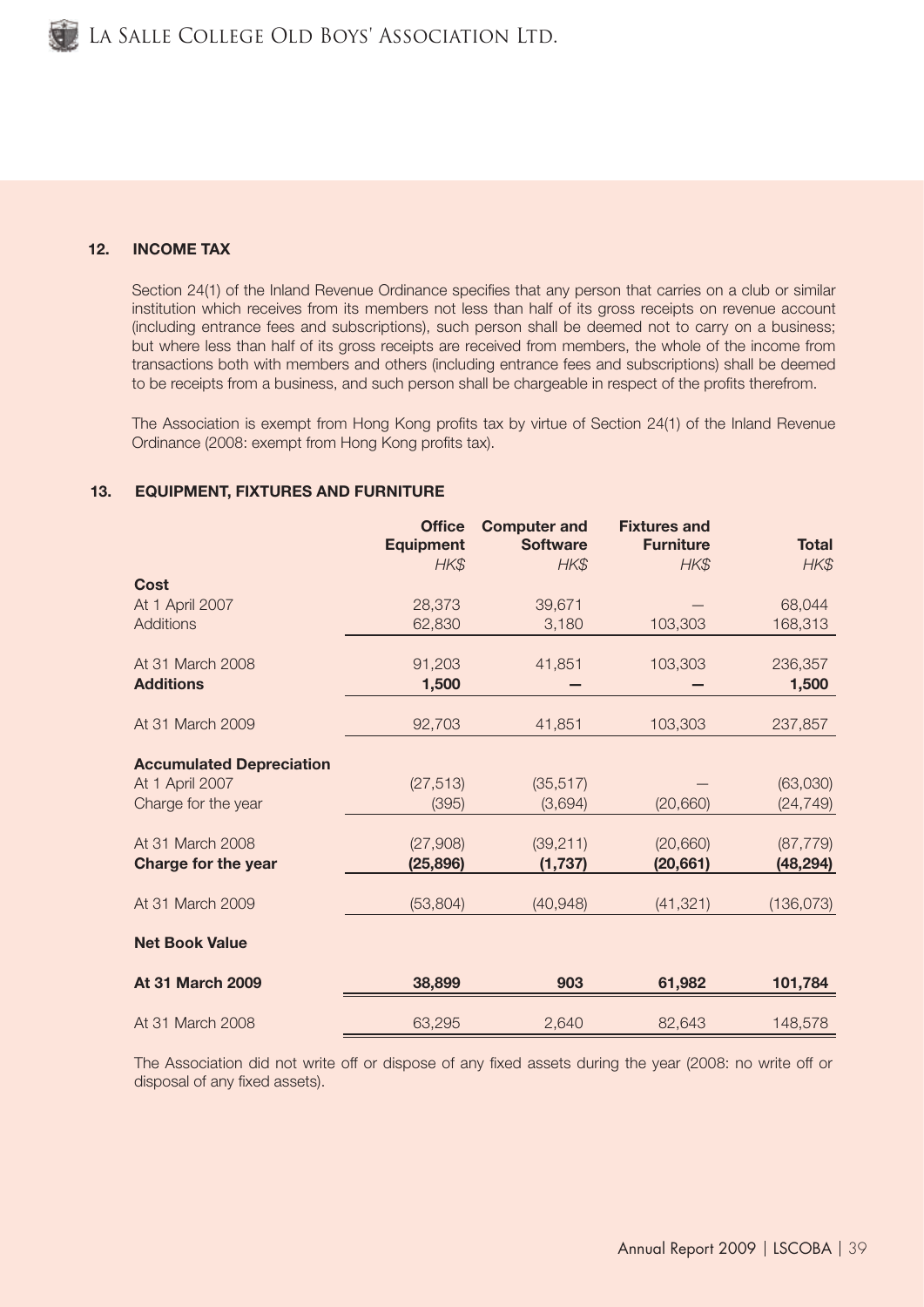## 12. INCOME TAX

Section 24(1) of the Inland Revenue Ordinance specifies that any person that carries on a club or similar institution which receives from its members not less than half of its gross receipts on revenue account (including entrance fees and subscriptions), such person shall be deemed not to carry on a business; but where less than half of its gross receipts are received from members, the whole of the income from transactions both with members and others (including entrance fees and subscriptions) shall be deemed to be receipts from a business, and such person shall be chargeable in respect of the profits therefrom.

The Association is exempt from Hong Kong profits tax by virtue of Section 24(1) of the Inland Revenue Ordinance (2008: exempt from Hong Kong profits tax).

## 13. EQUIPMENT, FIXTURES AND FURNITURE

| | Office Equipment *HK$* | Computer and Software *HK$* | Fixtures and Furniture *HK$* | Total *HK$* |
|---|---|---|---|---|
| **Cost** | | | | |
| At 1 April 2007 | 28,373 | 39,671 | — | 68,044 |
| Additions | 62,830 | 3,180 | 103,303 | 168,313 |
| At 31 March 2008 | 91,203 | 41,851 | 103,303 | 236,357 |
| **Additions** | **1,500** | **—** | **—** | **1,500** |
| At 31 March 2009 | 92,703 | 41,851 | 103,303 | 237,857 |
| **Accumulated Depreciation** | | | | |
| At 1 April 2007 | (27,513) | (35,517) | — | (63,030) |
| Charge for the year | (395) | (3,694) | (20,660) | (24,749) |
| At 31 March 2008 | (27,908) | (39,211) | (20,660) | (87,779) |
| **Charge for the year** | **(25,896)** | **(1,737)** | **(20,661)** | **(48,294)** |
| At 31 March 2009 | (53,804) | (40,948) | (41,321) | (136,073) |
| **Net Book Value** | | | | |
| **At 31 March 2009** | **38,899** | **903** | **61,982** | **101,784** |
| At 31 March 2008 | 63,295 | 2,640 | 82,643 | 148,578 |

The Association did not write off or dispose of any fixed assets during the year (2008: no write off or disposal of any fixed assets).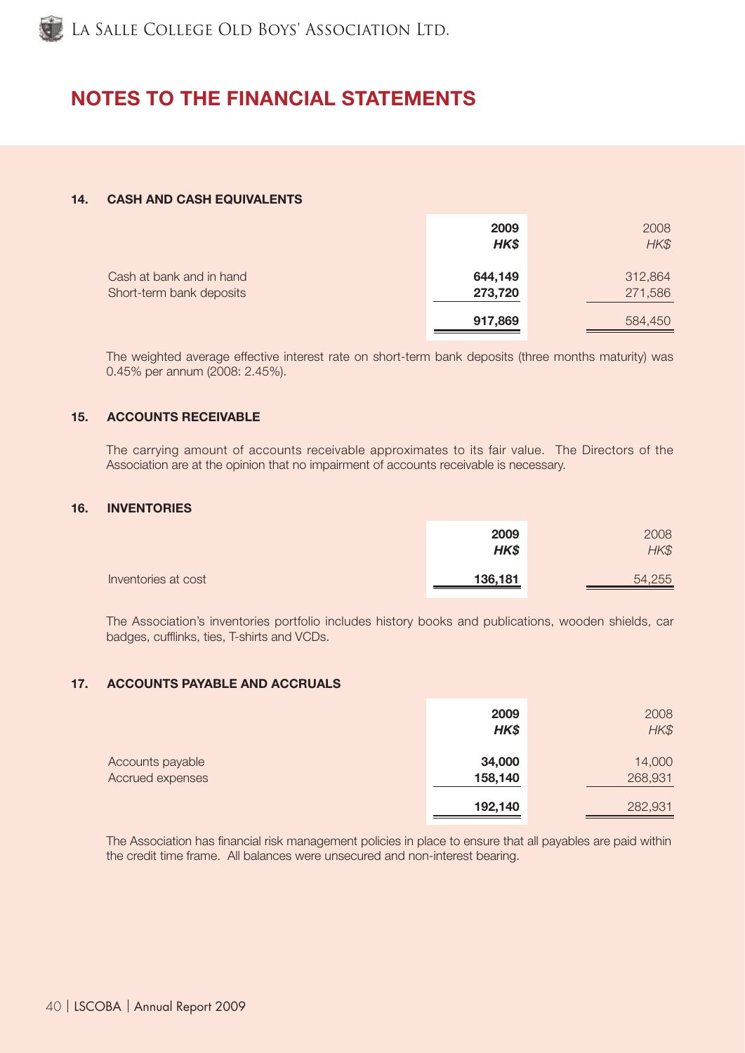# NOTES TO THE FINANCIAL STATEMENTS

## 14. CASH AND CASH EQUIVALENTS

| | **2009** | 2008 |
|---|---|---|
| | ***HK$*** | *HK$* |
| Cash at bank and in hand | **644,149** | 312,864 |
| Short-term bank deposits | **273,720** | 271,586 |
| | **917,869** | 584,450 |

The weighted average effective interest rate on short-term bank deposits (three months maturity) was 0.45% per annum (2008: 2.45%).

## 15. ACCOUNTS RECEIVABLE

The carrying amount of accounts receivable approximates to its fair value. The Directors of the Association are at the opinion that no impairment of accounts receivable is necessary.

## 16. INVENTORIES

| | **2009** | 2008 |
|---|---|---|
| | ***HK$*** | *HK$* |
| Inventories at cost | **136,181** | 54,255 |

The Association's inventories portfolio includes history books and publications, wooden shields, car badges, cufflinks, ties, T-shirts and VCDs.

## 17. ACCOUNTS PAYABLE AND ACCRUALS

| | **2009** | 2008 |
|---|---|---|
| | ***HK$*** | *HK$* |
| Accounts payable | **34,000** | 14,000 |
| Accrued expenses | **158,140** | 268,931 |
| | **192,140** | 282,931 |

The Association has financial risk management policies in place to ensure that all payables are paid within the credit time frame. All balances were unsecured and non-interest bearing.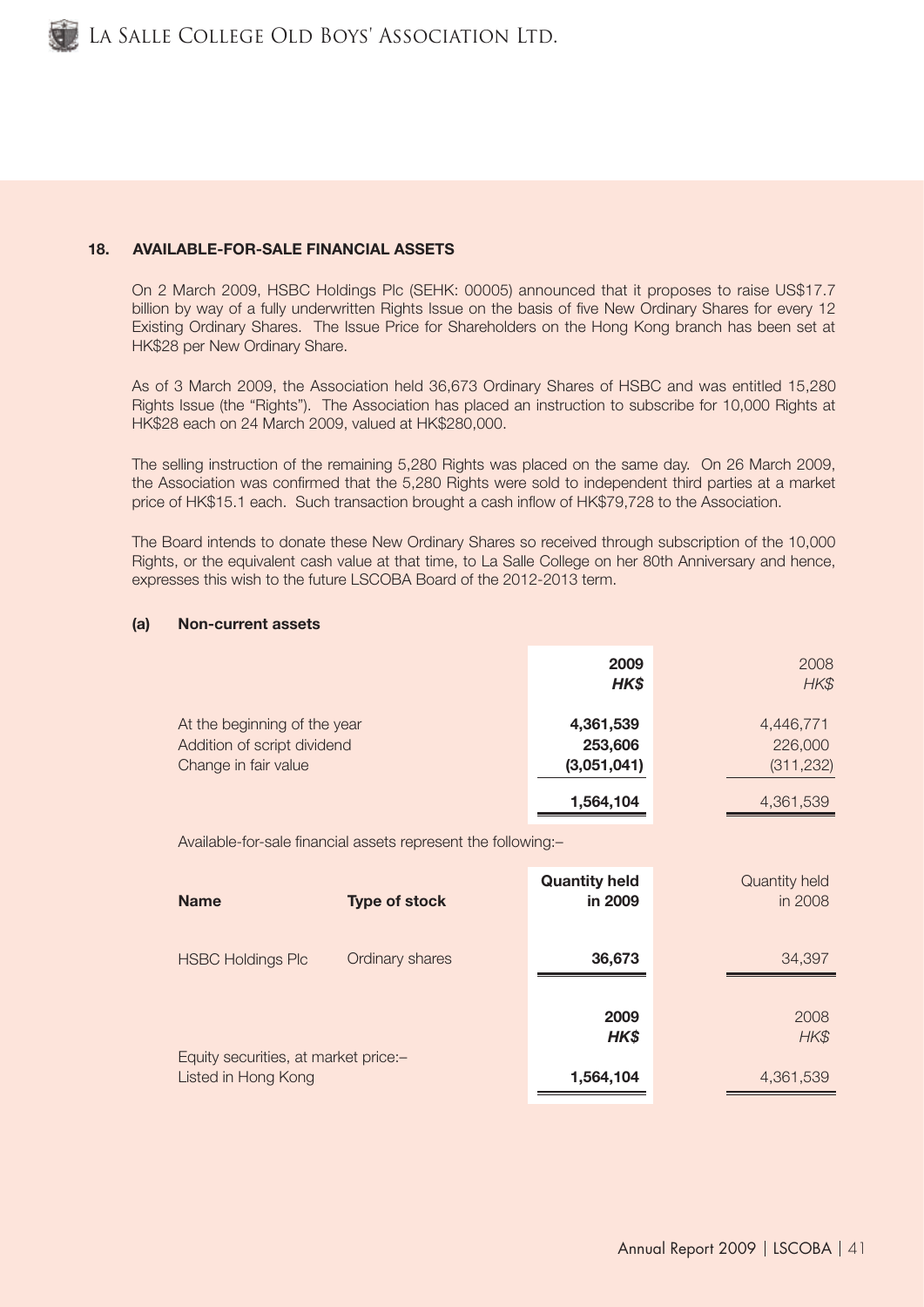## 18. AVAILABLE-FOR-SALE FINANCIAL ASSETS

On 2 March 2009, HSBC Holdings Plc (SEHK: 00005) announced that it proposes to raise US$17.7 billion by way of a fully underwritten Rights Issue on the basis of five New Ordinary Shares for every 12 Existing Ordinary Shares. The Issue Price for Shareholders on the Hong Kong branch has been set at HK$28 per New Ordinary Share.

As of 3 March 2009, the Association held 36,673 Ordinary Shares of HSBC and was entitled 15,280 Rights Issue (the "Rights"). The Association has placed an instruction to subscribe for 10,000 Rights at HK$28 each on 24 March 2009, valued at HK$280,000.

The selling instruction of the remaining 5,280 Rights was placed on the same day. On 26 March 2009, the Association was confirmed that the 5,280 Rights were sold to independent third parties at a market price of HK$15.1 each. Such transaction brought a cash inflow of HK$79,728 to the Association.

The Board intends to donate these New Ordinary Shares so received through subscription of the 10,000 Rights, or the equivalent cash value at that time, to La Salle College on her 80th Anniversary and hence, expresses this wish to the future LSCOBA Board of the 2012-2013 term.

### (a) Non-current assets

| | **2009** *HK$* | 2008 *HK$* |
|---|---|---|
| At the beginning of the year | **4,361,539** | 4,446,771 |
| Addition of script dividend | **253,606** | 226,000 |
| Change in fair value | **(3,051,041)** | (311,232) |
| | **1,564,104** | 4,361,539 |

Available-for-sale financial assets represent the following:–

| **Name** | **Type of stock** | **Quantity held in 2009** | Quantity held in 2008 |
|---|---|---|---|
| HSBC Holdings Plc | Ordinary shares | **36,673** | 34,397 |

| | **2009** *HK$* | 2008 *HK$* |
|---|---|---|
| Equity securities, at market price:– | | |
| Listed in Hong Kong | **1,564,104** | 4,361,539 |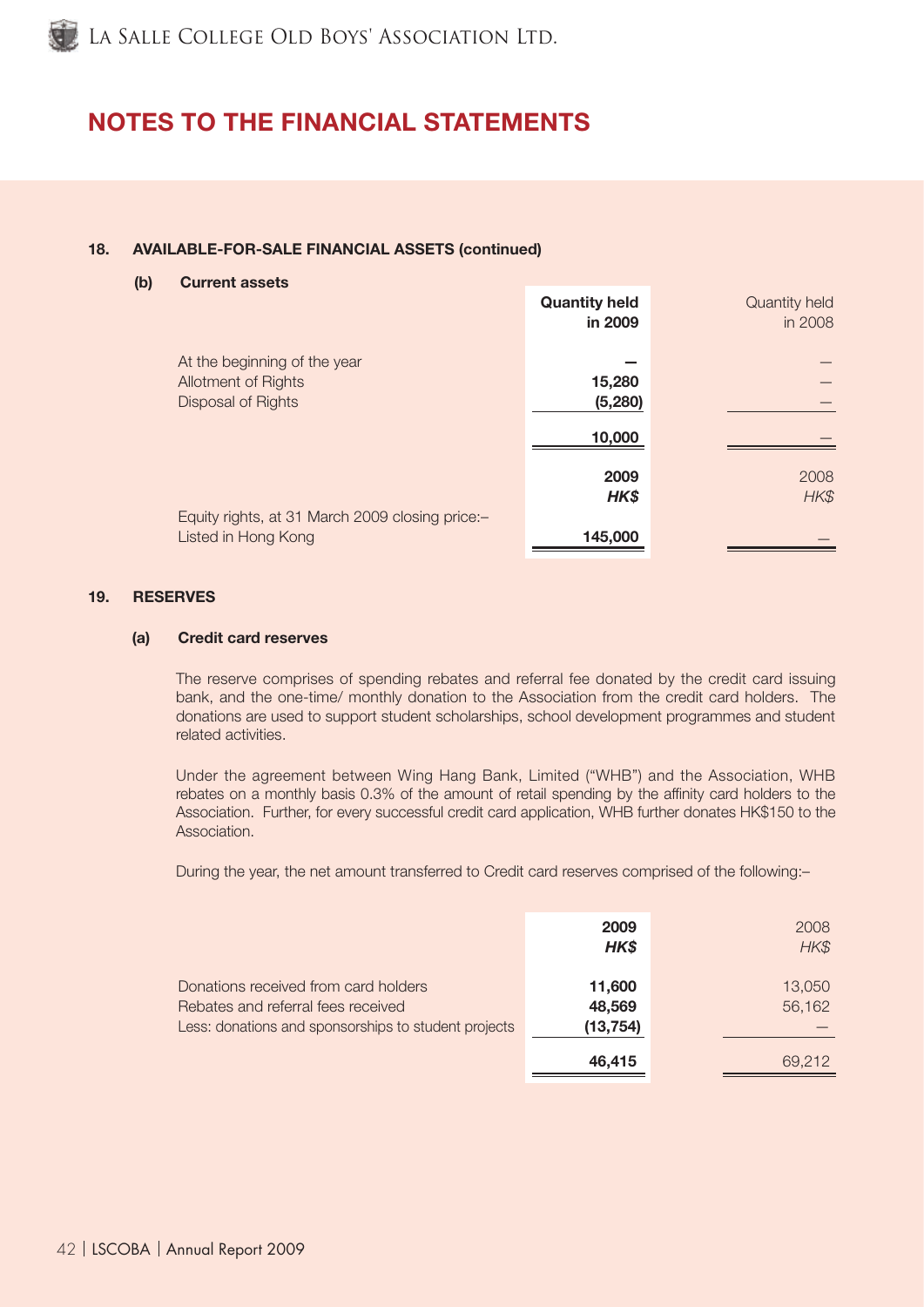# NOTES TO THE FINANCIAL STATEMENTS

### 18. AVAILABLE-FOR-SALE FINANCIAL ASSETS (continued)

#### (b) Current assets

| | **Quantity held in 2009** | Quantity held in 2008 |
|---|---|---|
| At the beginning of the year | **–** | – |
| Allotment of Rights | **15,280** | – |
| Disposal of Rights | **(5,280)** | – |
| | **10,000** | – |

| | **2009** ***HK$*** | 2008 *HK$* |
|---|---|---|
| Equity rights, at 31 March 2009 closing price:– | | |
| Listed in Hong Kong | **145,000** | – |

### 19. RESERVES

#### (a) Credit card reserves

The reserve comprises of spending rebates and referral fee donated by the credit card issuing bank, and the one-time/ monthly donation to the Association from the credit card holders. The donations are used to support student scholarships, school development programmes and student related activities.

Under the agreement between Wing Hang Bank, Limited ("WHB") and the Association, WHB rebates on a monthly basis 0.3% of the amount of retail spending by the affinity card holders to the Association. Further, for every successful credit card application, WHB further donates HK$150 to the Association.

During the year, the net amount transferred to Credit card reserves comprised of the following:–

| | **2009** ***HK$*** | 2008 *HK$* |
|---|---|---|
| Donations received from card holders | **11,600** | 13,050 |
| Rebates and referral fees received | **48,569** | 56,162 |
| Less: donations and sponsorships to student projects | **(13,754)** | – |
| | **46,415** | 69,212 |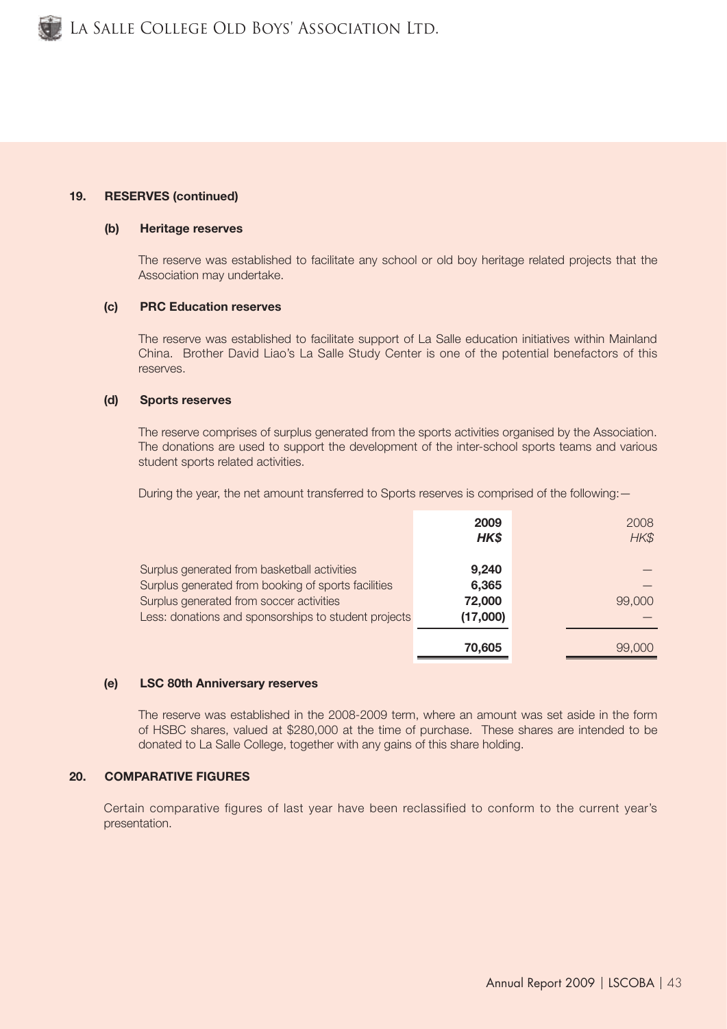### 19. RESERVES (continued)

#### (b) Heritage reserves

The reserve was established to facilitate any school or old boy heritage related projects that the Association may undertake.

#### (c) PRC Education reserves

The reserve was established to facilitate support of La Salle education initiatives within Mainland China. Brother David Liao's La Salle Study Center is one of the potential benefactors of this reserves.

#### (d) Sports reserves

The reserve comprises of surplus generated from the sports activities organised by the Association. The donations are used to support the development of the inter-school sports teams and various student sports related activities.

During the year, the net amount transferred to Sports reserves is comprised of the following:—

| | **2009** | 2008 |
|---|---|---|
| | ***HK$*** | *HK$* |
| Surplus generated from basketball activities | **9,240** | — |
| Surplus generated from booking of sports facilities | **6,365** | — |
| Surplus generated from soccer activities | **72,000** | 99,000 |
| Less: donations and sponsorships to student projects | **(17,000)** | — |
| | **70,605** | 99,000 |

#### (e) LSC 80th Anniversary reserves

The reserve was established in the 2008-2009 term, where an amount was set aside in the form of HSBC shares, valued at $280,000 at the time of purchase. These shares are intended to be donated to La Salle College, together with any gains of this share holding.

### 20. COMPARATIVE FIGURES

Certain comparative figures of last year have been reclassified to conform to the current year's presentation.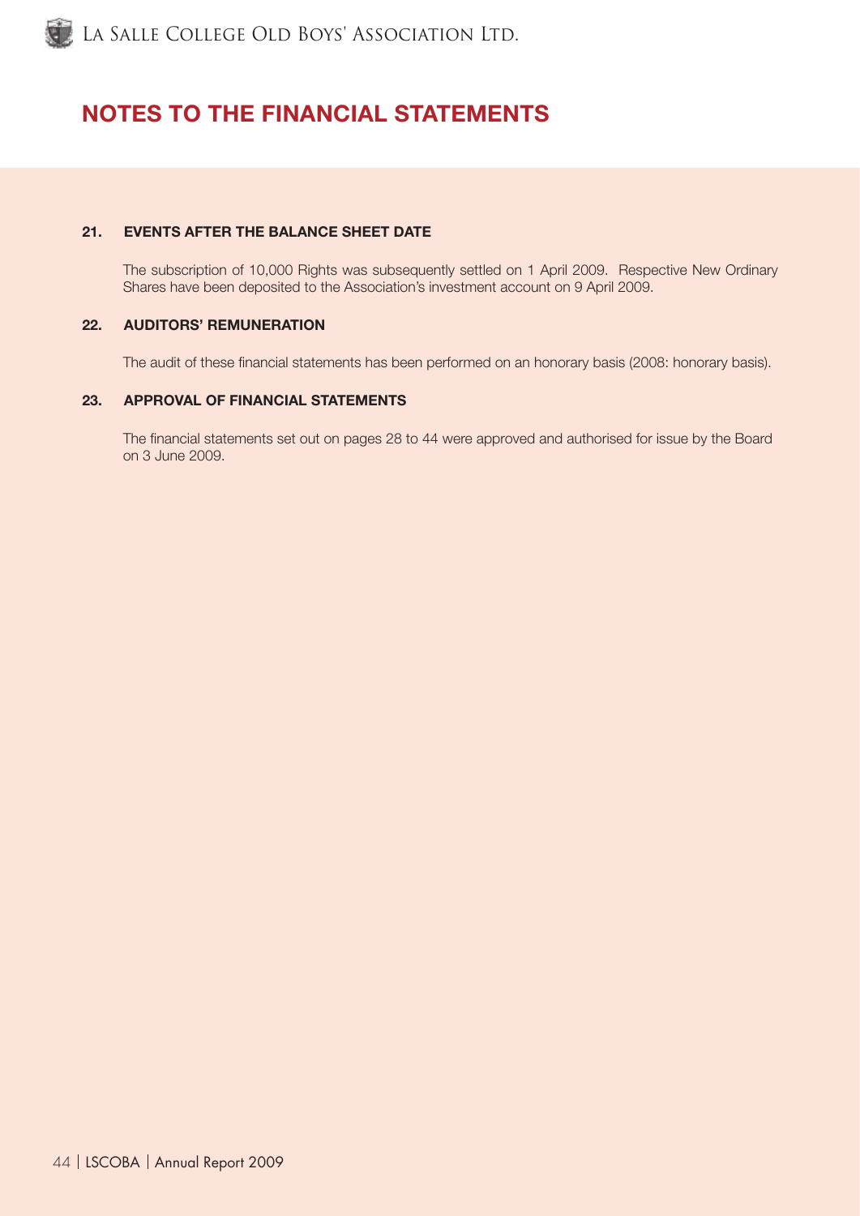# NOTES TO THE FINANCIAL STATEMENTS

**21. EVENTS AFTER THE BALANCE SHEET DATE**

The subscription of 10,000 Rights was subsequently settled on 1 April 2009. Respective New Ordinary Shares have been deposited to the Association's investment account on 9 April 2009.

**22. AUDITORS' REMUNERATION**

The audit of these financial statements has been performed on an honorary basis (2008: honorary basis).

**23. APPROVAL OF FINANCIAL STATEMENTS**

The financial statements set out on pages 28 to 44 were approved and authorised for issue by the Board on 3 June 2009.